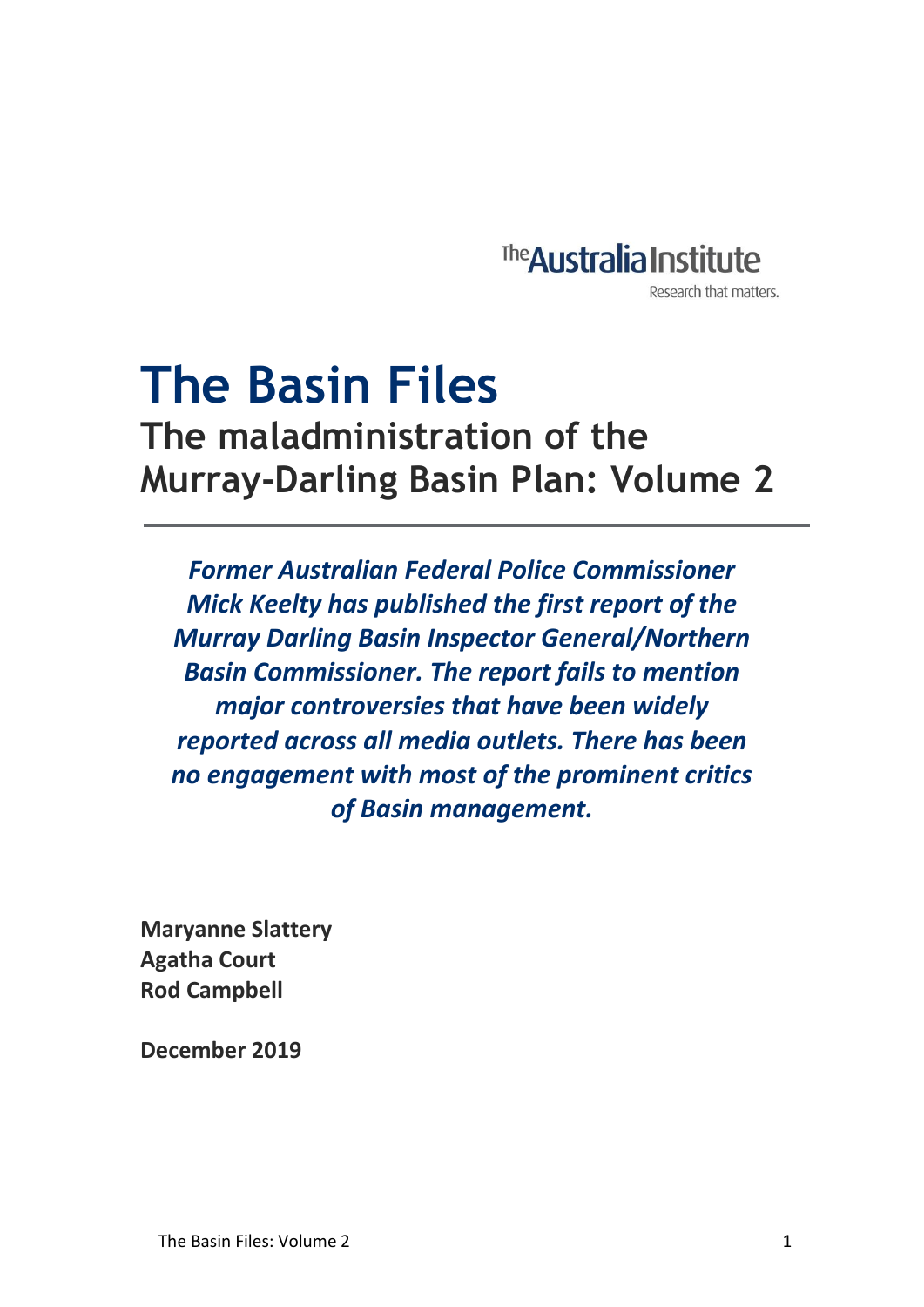The Australia Institute

Research that matters.

# The Basin Files

## The maladministration of the Murray-Darling Basin Plan: Volume 2

***Former Australian Federal Police Commissioner Mick Keelty has published the first report of the Murray Darling Basin Inspector General/Northern Basin Commissioner. The report fails to mention major controversies that have been widely reported across all media outlets. There has been no engagement with most of the prominent critics of Basin management.***

**Maryanne Slattery**
**Agatha Court**
**Rod Campbell**

**December 2019**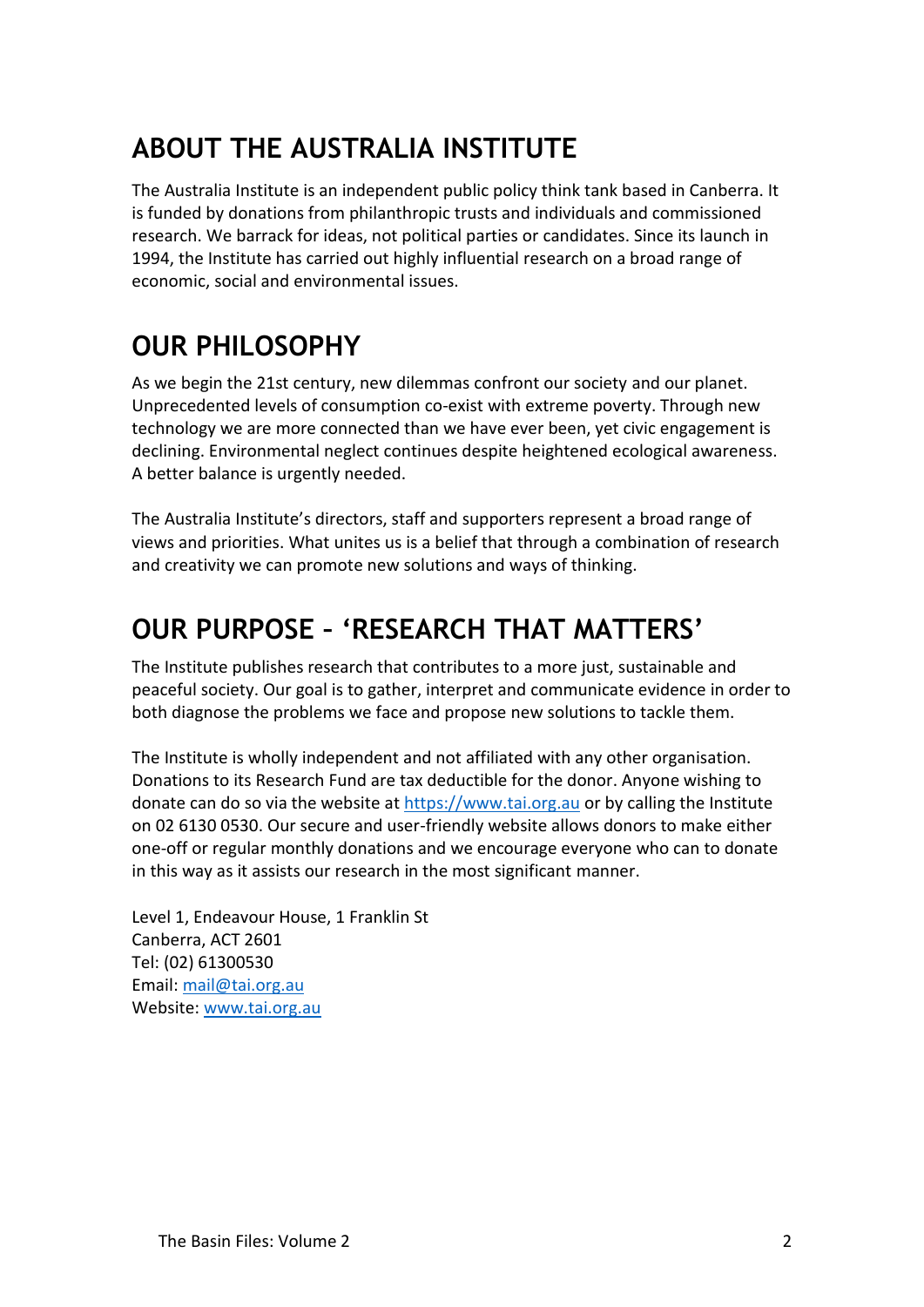# ABOUT THE AUSTRALIA INSTITUTE

The Australia Institute is an independent public policy think tank based in Canberra. It is funded by donations from philanthropic trusts and individuals and commissioned research. We barrack for ideas, not political parties or candidates. Since its launch in 1994, the Institute has carried out highly influential research on a broad range of economic, social and environmental issues.

# OUR PHILOSOPHY

As we begin the 21st century, new dilemmas confront our society and our planet. Unprecedented levels of consumption co-exist with extreme poverty. Through new technology we are more connected than we have ever been, yet civic engagement is declining. Environmental neglect continues despite heightened ecological awareness. A better balance is urgently needed.

The Australia Institute's directors, staff and supporters represent a broad range of views and priorities. What unites us is a belief that through a combination of research and creativity we can promote new solutions and ways of thinking.

# OUR PURPOSE – 'RESEARCH THAT MATTERS'

The Institute publishes research that contributes to a more just, sustainable and peaceful society. Our goal is to gather, interpret and communicate evidence in order to both diagnose the problems we face and propose new solutions to tackle them.

The Institute is wholly independent and not affiliated with any other organisation. Donations to its Research Fund are tax deductible for the donor. Anyone wishing to donate can do so via the website at https://www.tai.org.au or by calling the Institute on 02 6130 0530. Our secure and user-friendly website allows donors to make either one-off or regular monthly donations and we encourage everyone who can to donate in this way as it assists our research in the most significant manner.

Level 1, Endeavour House, 1 Franklin St
Canberra, ACT 2601
Tel: (02) 61300530
Email: mail@tai.org.au
Website: www.tai.org.au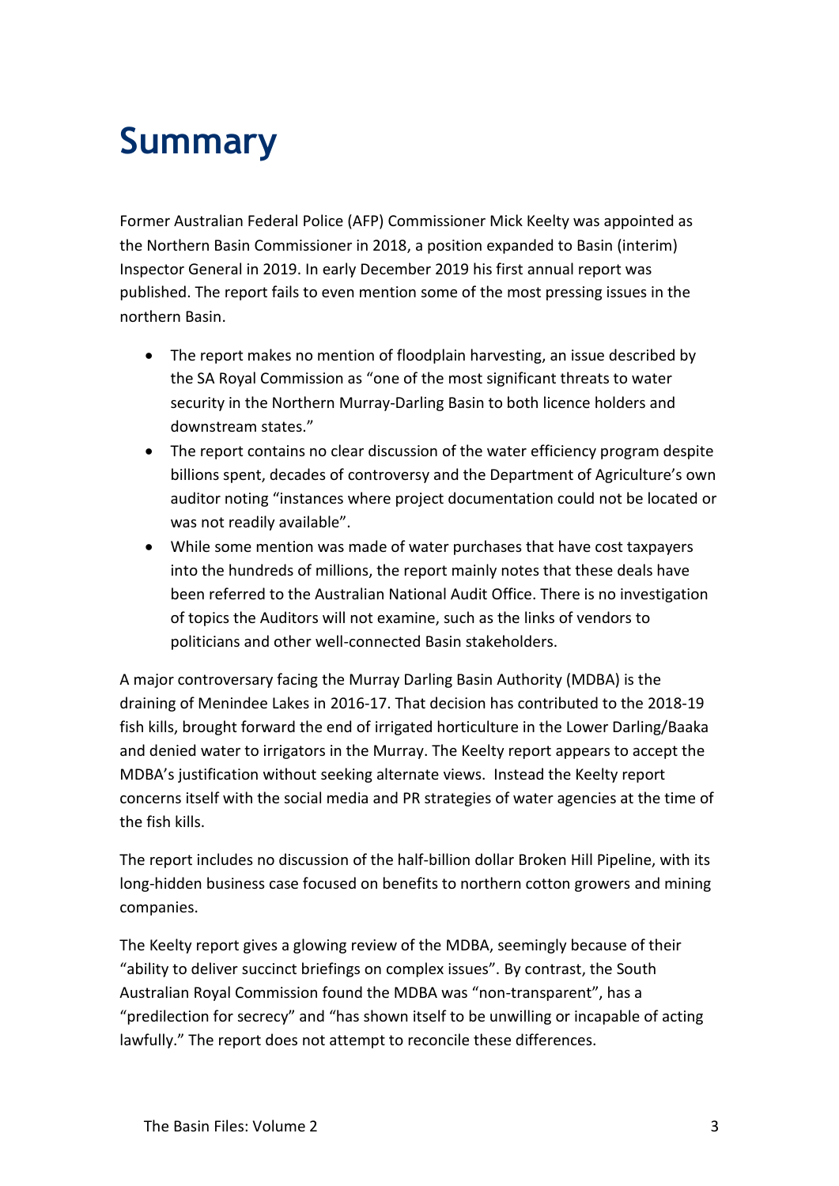# Summary

Former Australian Federal Police (AFP) Commissioner Mick Keelty was appointed as the Northern Basin Commissioner in 2018, a position expanded to Basin (interim) Inspector General in 2019. In early December 2019 his first annual report was published. The report fails to even mention some of the most pressing issues in the northern Basin.

- The report makes no mention of floodplain harvesting, an issue described by the SA Royal Commission as "one of the most significant threats to water security in the Northern Murray-Darling Basin to both licence holders and downstream states."
- The report contains no clear discussion of the water efficiency program despite billions spent, decades of controversy and the Department of Agriculture's own auditor noting "instances where project documentation could not be located or was not readily available".
- While some mention was made of water purchases that have cost taxpayers into the hundreds of millions, the report mainly notes that these deals have been referred to the Australian National Audit Office. There is no investigation of topics the Auditors will not examine, such as the links of vendors to politicians and other well-connected Basin stakeholders.

A major controversary facing the Murray Darling Basin Authority (MDBA) is the draining of Menindee Lakes in 2016-17. That decision has contributed to the 2018-19 fish kills, brought forward the end of irrigated horticulture in the Lower Darling/Baaka and denied water to irrigators in the Murray. The Keelty report appears to accept the MDBA's justification without seeking alternate views. Instead the Keelty report concerns itself with the social media and PR strategies of water agencies at the time of the fish kills.

The report includes no discussion of the half-billion dollar Broken Hill Pipeline, with its long-hidden business case focused on benefits to northern cotton growers and mining companies.

The Keelty report gives a glowing review of the MDBA, seemingly because of their "ability to deliver succinct briefings on complex issues". By contrast, the South Australian Royal Commission found the MDBA was "non-transparent", has a "predilection for secrecy" and "has shown itself to be unwilling or incapable of acting lawfully." The report does not attempt to reconcile these differences.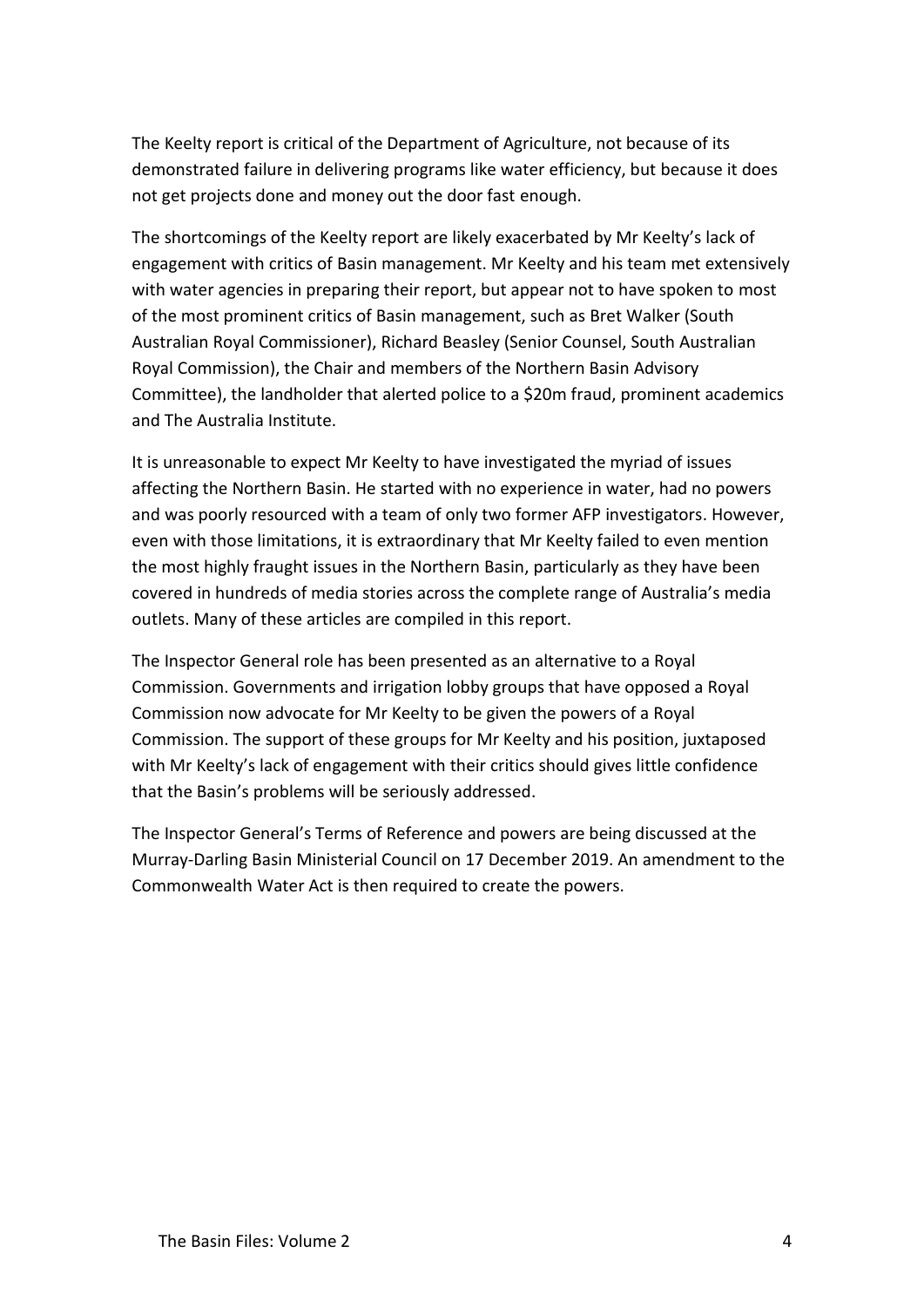The Keelty report is critical of the Department of Agriculture, not because of its demonstrated failure in delivering programs like water efficiency, but because it does not get projects done and money out the door fast enough.

The shortcomings of the Keelty report are likely exacerbated by Mr Keelty's lack of engagement with critics of Basin management. Mr Keelty and his team met extensively with water agencies in preparing their report, but appear not to have spoken to most of the most prominent critics of Basin management, such as Bret Walker (South Australian Royal Commissioner), Richard Beasley (Senior Counsel, South Australian Royal Commission), the Chair and members of the Northern Basin Advisory Committee), the landholder that alerted police to a $20m fraud, prominent academics and The Australia Institute.

It is unreasonable to expect Mr Keelty to have investigated the myriad of issues affecting the Northern Basin. He started with no experience in water, had no powers and was poorly resourced with a team of only two former AFP investigators. However, even with those limitations, it is extraordinary that Mr Keelty failed to even mention the most highly fraught issues in the Northern Basin, particularly as they have been covered in hundreds of media stories across the complete range of Australia's media outlets. Many of these articles are compiled in this report.

The Inspector General role has been presented as an alternative to a Royal Commission. Governments and irrigation lobby groups that have opposed a Royal Commission now advocate for Mr Keelty to be given the powers of a Royal Commission. The support of these groups for Mr Keelty and his position, juxtaposed with Mr Keelty's lack of engagement with their critics should gives little confidence that the Basin's problems will be seriously addressed.

The Inspector General's Terms of Reference and powers are being discussed at the Murray-Darling Basin Ministerial Council on 17 December 2019. An amendment to the Commonwealth Water Act is then required to create the powers.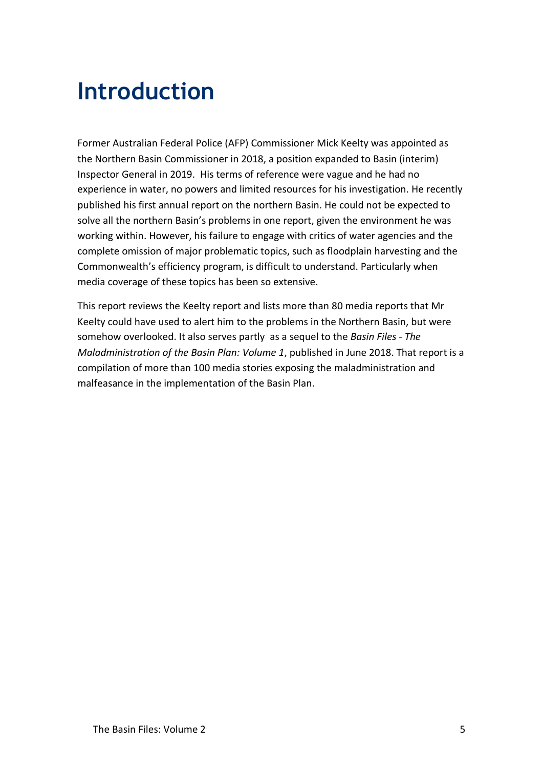# Introduction

Former Australian Federal Police (AFP) Commissioner Mick Keelty was appointed as the Northern Basin Commissioner in 2018, a position expanded to Basin (interim) Inspector General in 2019. His terms of reference were vague and he had no experience in water, no powers and limited resources for his investigation. He recently published his first annual report on the northern Basin. He could not be expected to solve all the northern Basin's problems in one report, given the environment he was working within. However, his failure to engage with critics of water agencies and the complete omission of major problematic topics, such as floodplain harvesting and the Commonwealth's efficiency program, is difficult to understand. Particularly when media coverage of these topics has been so extensive.

This report reviews the Keelty report and lists more than 80 media reports that Mr Keelty could have used to alert him to the problems in the Northern Basin, but were somehow overlooked. It also serves partly as a sequel to the *Basin Files - The Maladministration of the Basin Plan: Volume 1*, published in June 2018. That report is a compilation of more than 100 media stories exposing the maladministration and malfeasance in the implementation of the Basin Plan.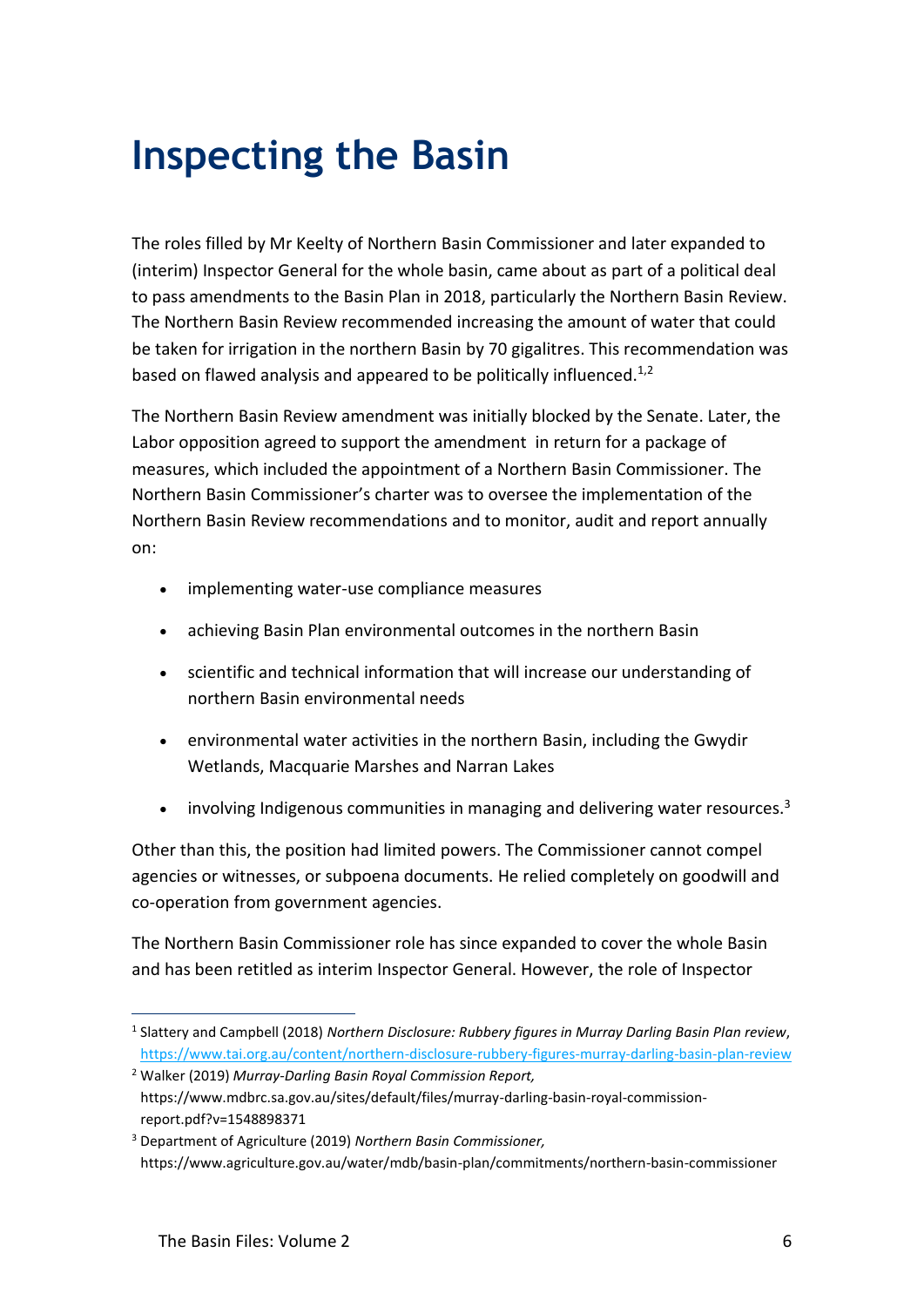# Inspecting the Basin

The roles filled by Mr Keelty of Northern Basin Commissioner and later expanded to (interim) Inspector General for the whole basin, came about as part of a political deal to pass amendments to the Basin Plan in 2018, particularly the Northern Basin Review. The Northern Basin Review recommended increasing the amount of water that could be taken for irrigation in the northern Basin by 70 gigalitres. This recommendation was based on flawed analysis and appeared to be politically influenced.[1,2]

The Northern Basin Review amendment was initially blocked by the Senate. Later, the Labor opposition agreed to support the amendment in return for a package of measures, which included the appointment of a Northern Basin Commissioner. The Northern Basin Commissioner's charter was to oversee the implementation of the Northern Basin Review recommendations and to monitor, audit and report annually on:

- implementing water-use compliance measures
- achieving Basin Plan environmental outcomes in the northern Basin
- scientific and technical information that will increase our understanding of northern Basin environmental needs
- environmental water activities in the northern Basin, including the Gwydir Wetlands, Macquarie Marshes and Narran Lakes
- involving Indigenous communities in managing and delivering water resources.[3]

Other than this, the position had limited powers. The Commissioner cannot compel agencies or witnesses, or subpoena documents. He relied completely on goodwill and co-operation from government agencies.

The Northern Basin Commissioner role has since expanded to cover the whole Basin and has been retitled as interim Inspector General. However, the role of Inspector

---

[1] Slattery and Campbell (2018) *Northern Disclosure: Rubbery figures in Murray Darling Basin Plan review*, https://www.tai.org.au/content/northern-disclosure-rubbery-figures-murray-darling-basin-plan-review

[2] Walker (2019) *Murray-Darling Basin Royal Commission Report,* https://www.mdbrc.sa.gov.au/sites/default/files/murray-darling-basin-royal-commission-report.pdf?v=1548898371

[3] Department of Agriculture (2019) *Northern Basin Commissioner,* https://www.agriculture.gov.au/water/mdb/basin-plan/commitments/northern-basin-commissioner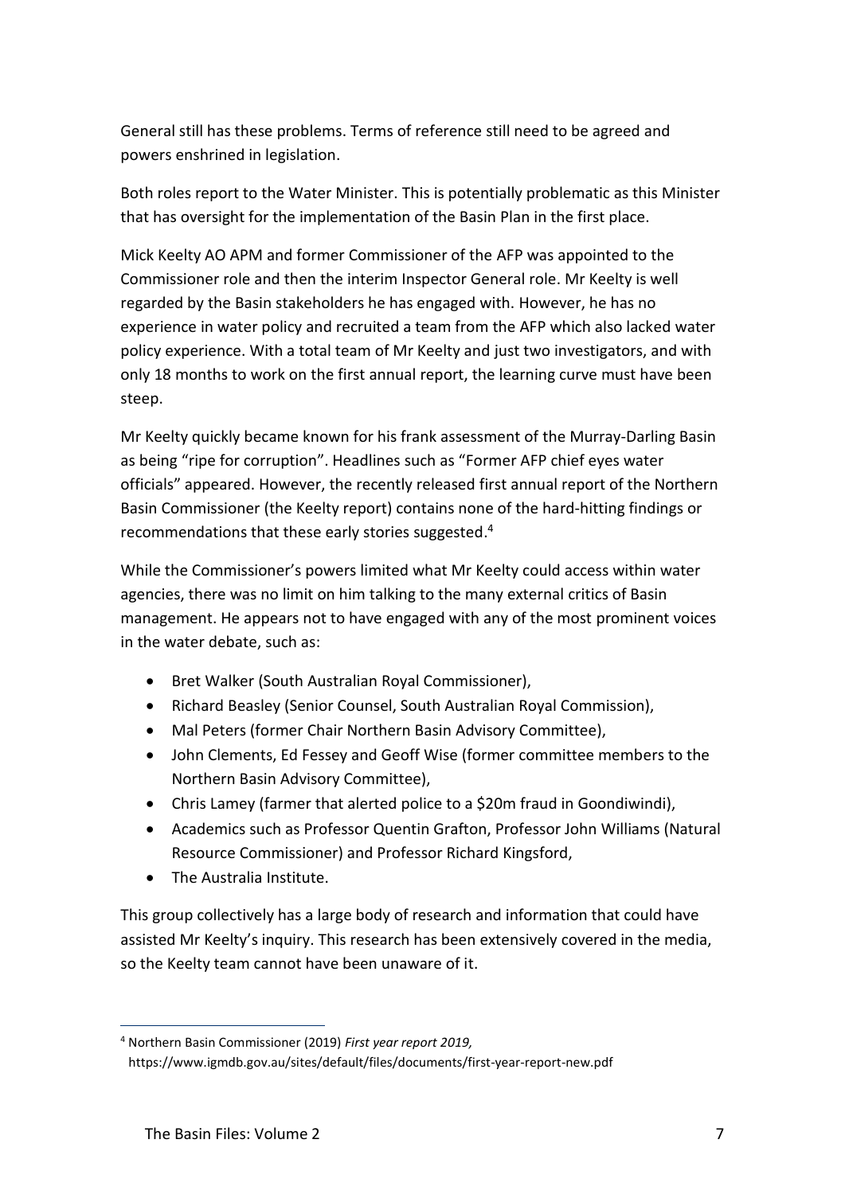General still has these problems. Terms of reference still need to be agreed and powers enshrined in legislation.

Both roles report to the Water Minister. This is potentially problematic as this Minister that has oversight for the implementation of the Basin Plan in the first place.

Mick Keelty AO APM and former Commissioner of the AFP was appointed to the Commissioner role and then the interim Inspector General role. Mr Keelty is well regarded by the Basin stakeholders he has engaged with. However, he has no experience in water policy and recruited a team from the AFP which also lacked water policy experience. With a total team of Mr Keelty and just two investigators, and with only 18 months to work on the first annual report, the learning curve must have been steep.

Mr Keelty quickly became known for his frank assessment of the Murray-Darling Basin as being "ripe for corruption". Headlines such as "Former AFP chief eyes water officials" appeared. However, the recently released first annual report of the Northern Basin Commissioner (the Keelty report) contains none of the hard-hitting findings or recommendations that these early stories suggested.[4]

While the Commissioner's powers limited what Mr Keelty could access within water agencies, there was no limit on him talking to the many external critics of Basin management. He appears not to have engaged with any of the most prominent voices in the water debate, such as:

- Bret Walker (South Australian Royal Commissioner),
- Richard Beasley (Senior Counsel, South Australian Royal Commission),
- Mal Peters (former Chair Northern Basin Advisory Committee),
- John Clements, Ed Fessey and Geoff Wise (former committee members to the Northern Basin Advisory Committee),
- Chris Lamey (farmer that alerted police to a $20m fraud in Goondiwindi),
- Academics such as Professor Quentin Grafton, Professor John Williams (Natural Resource Commissioner) and Professor Richard Kingsford,
- The Australia Institute.

This group collectively has a large body of research and information that could have assisted Mr Keelty's inquiry. This research has been extensively covered in the media, so the Keelty team cannot have been unaware of it.

[4] Northern Basin Commissioner (2019) *First year report 2019,* https://www.igmdb.gov.au/sites/default/files/documents/first-year-report-new.pdf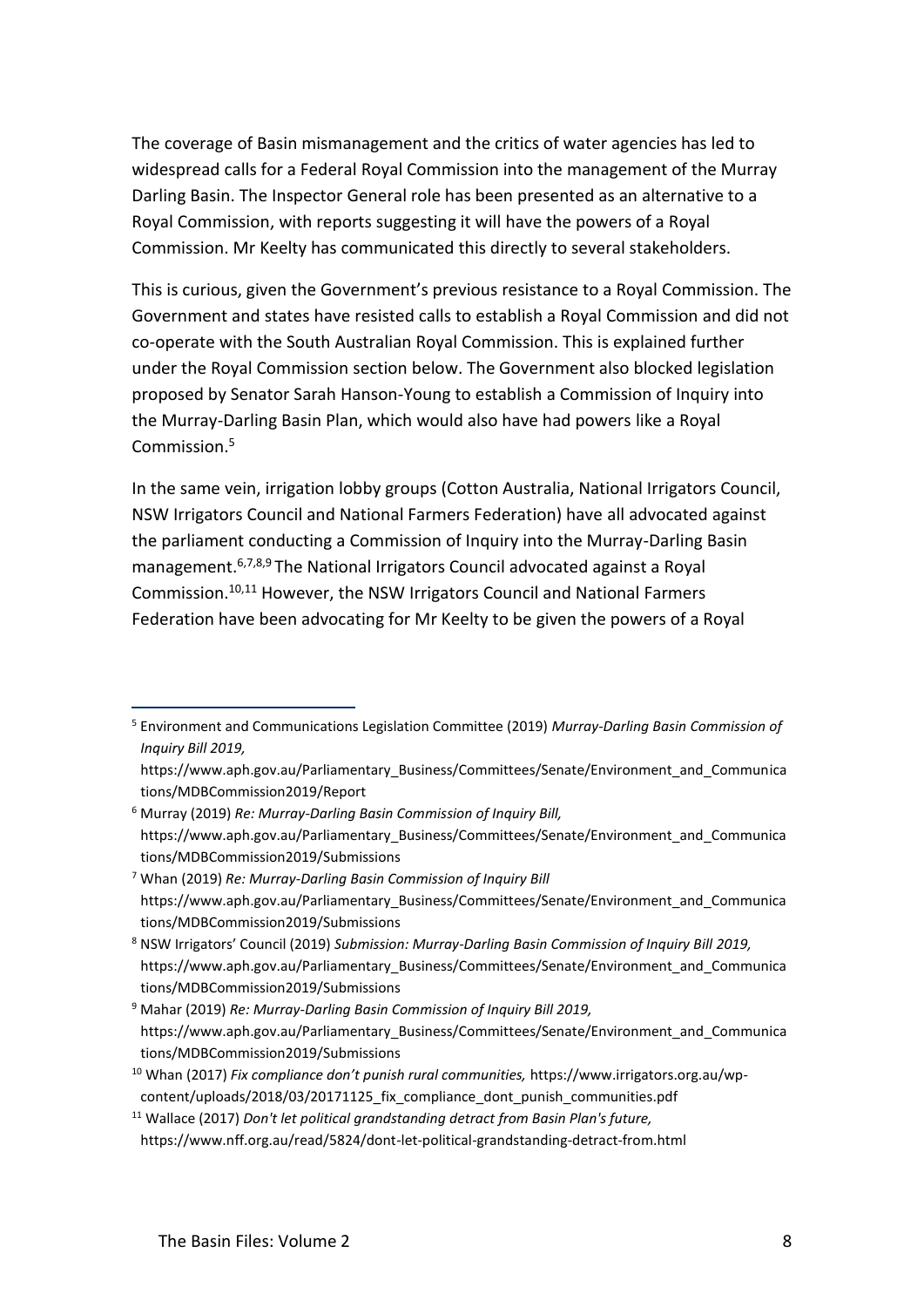The coverage of Basin mismanagement and the critics of water agencies has led to widespread calls for a Federal Royal Commission into the management of the Murray Darling Basin. The Inspector General role has been presented as an alternative to a Royal Commission, with reports suggesting it will have the powers of a Royal Commission. Mr Keelty has communicated this directly to several stakeholders.

This is curious, given the Government's previous resistance to a Royal Commission. The Government and states have resisted calls to establish a Royal Commission and did not co-operate with the South Australian Royal Commission. This is explained further under the Royal Commission section below. The Government also blocked legislation proposed by Senator Sarah Hanson-Young to establish a Commission of Inquiry into the Murray-Darling Basin Plan, which would also have had powers like a Royal Commission.[5]

In the same vein, irrigation lobby groups (Cotton Australia, National Irrigators Council, NSW Irrigators Council and National Farmers Federation) have all advocated against the parliament conducting a Commission of Inquiry into the Murray-Darling Basin management.[6,7,8,9] The National Irrigators Council advocated against a Royal Commission.[10,11] However, the NSW Irrigators Council and National Farmers Federation have been advocating for Mr Keelty to be given the powers of a Royal

---

[5] Environment and Communications Legislation Committee (2019) *Murray-Darling Basin Commission of Inquiry Bill 2019,* https://www.aph.gov.au/Parliamentary_Business/Committees/Senate/Environment_and_Communications/MDBCommission2019/Report

[6] Murray (2019) *Re: Murray-Darling Basin Commission of Inquiry Bill,* https://www.aph.gov.au/Parliamentary_Business/Committees/Senate/Environment_and_Communications/MDBCommission2019/Submissions

[7] Whan (2019) *Re: Murray-Darling Basin Commission of Inquiry Bill* https://www.aph.gov.au/Parliamentary_Business/Committees/Senate/Environment_and_Communications/MDBCommission2019/Submissions

[8] NSW Irrigators' Council (2019) *Submission: Murray-Darling Basin Commission of Inquiry Bill 2019,* https://www.aph.gov.au/Parliamentary_Business/Committees/Senate/Environment_and_Communications/MDBCommission2019/Submissions

[9] Mahar (2019) *Re: Murray-Darling Basin Commission of Inquiry Bill 2019,* https://www.aph.gov.au/Parliamentary_Business/Committees/Senate/Environment_and_Communications/MDBCommission2019/Submissions

[10] Whan (2017) *Fix compliance don't punish rural communities,* https://www.irrigators.org.au/wp-content/uploads/2018/03/20171125_fix_compliance_dont_punish_communities.pdf

[11] Wallace (2017) *Don't let political grandstanding detract from Basin Plan's future,* https://www.nff.org.au/read/5824/dont-let-political-grandstanding-detract-from.html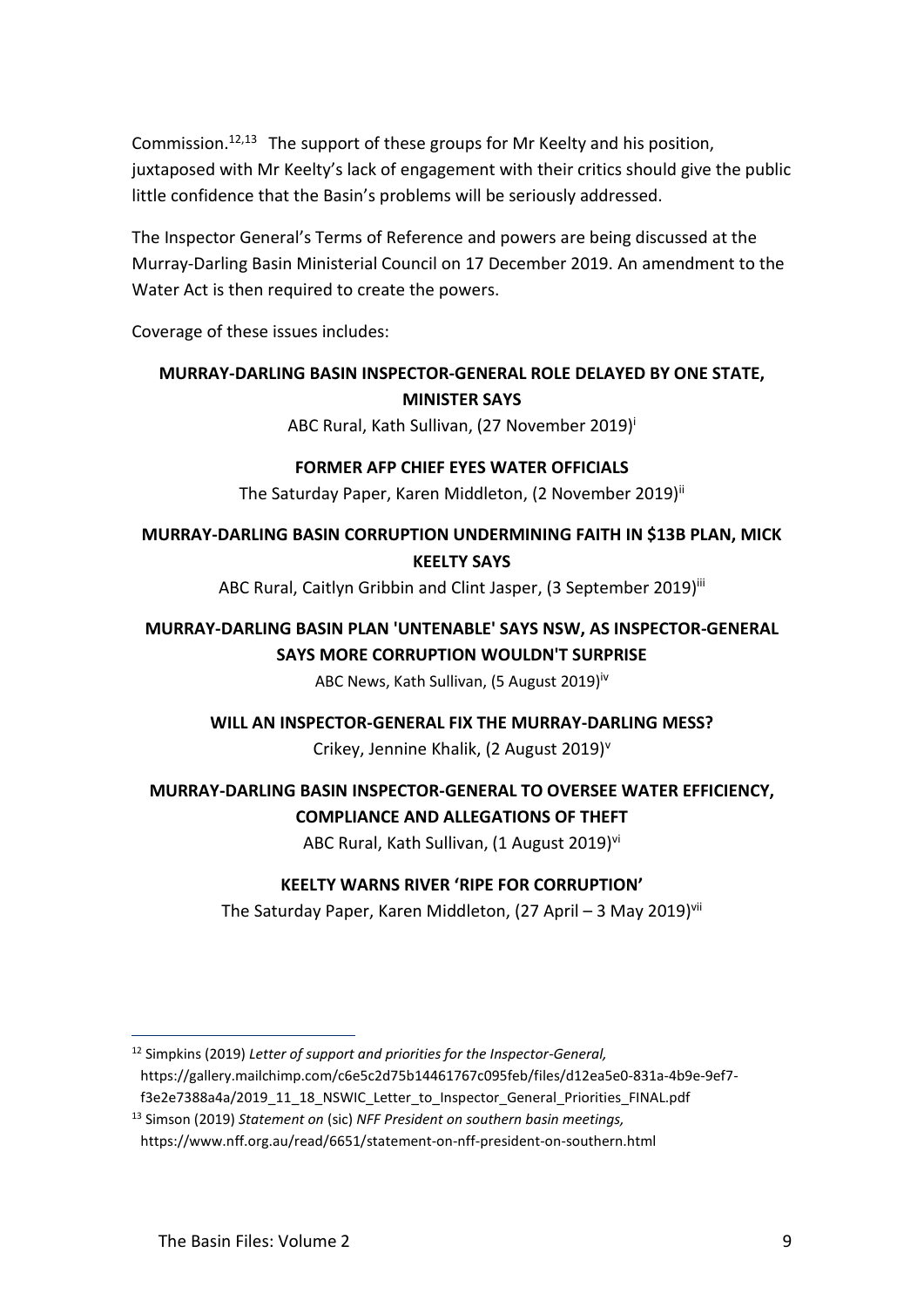Commission.[12,13] The support of these groups for Mr Keelty and his position, juxtaposed with Mr Keelty's lack of engagement with their critics should give the public little confidence that the Basin's problems will be seriously addressed.

The Inspector General's Terms of Reference and powers are being discussed at the Murray-Darling Basin Ministerial Council on 17 December 2019. An amendment to the Water Act is then required to create the powers.

Coverage of these issues includes:

**MURRAY-DARLING BASIN INSPECTOR-GENERAL ROLE DELAYED BY ONE STATE, MINISTER SAYS**

ABC Rural, Kath Sullivan, (27 November 2019)[i]

**FORMER AFP CHIEF EYES WATER OFFICIALS**

The Saturday Paper, Karen Middleton, (2 November 2019)[ii]

**MURRAY-DARLING BASIN CORRUPTION UNDERMINING FAITH IN $13B PLAN, MICK KEELTY SAYS**

ABC Rural, Caitlyn Gribbin and Clint Jasper, (3 September 2019)[iii]

**MURRAY-DARLING BASIN PLAN 'UNTENABLE' SAYS NSW, AS INSPECTOR-GENERAL SAYS MORE CORRUPTION WOULDN'T SURPRISE**

ABC News, Kath Sullivan, (5 August 2019)[iv]

**WILL AN INSPECTOR-GENERAL FIX THE MURRAY-DARLING MESS?**

Crikey, Jennine Khalik, (2 August 2019)[v]

**MURRAY-DARLING BASIN INSPECTOR-GENERAL TO OVERSEE WATER EFFICIENCY, COMPLIANCE AND ALLEGATIONS OF THEFT**

ABC Rural, Kath Sullivan, (1 August 2019)[vi]

**KEELTY WARNS RIVER 'RIPE FOR CORRUPTION'**

The Saturday Paper, Karen Middleton, (27 April – 3 May 2019)[vii]

---

[12] Simpkins (2019) *Letter of support and priorities for the Inspector-General,* https://gallery.mailchimp.com/c6e5c2d75b14461767c095feb/files/d12ea5e0-831a-4b9e-9ef7-f3e2e7388a4a/2019_11_18_NSWIC_Letter_to_Inspector_General_Priorities_FINAL.pdf

[13] Simson (2019) *Statement on* (sic) *NFF President on southern basin meetings,* https://www.nff.org.au/read/6651/statement-on-nff-president-on-southern.html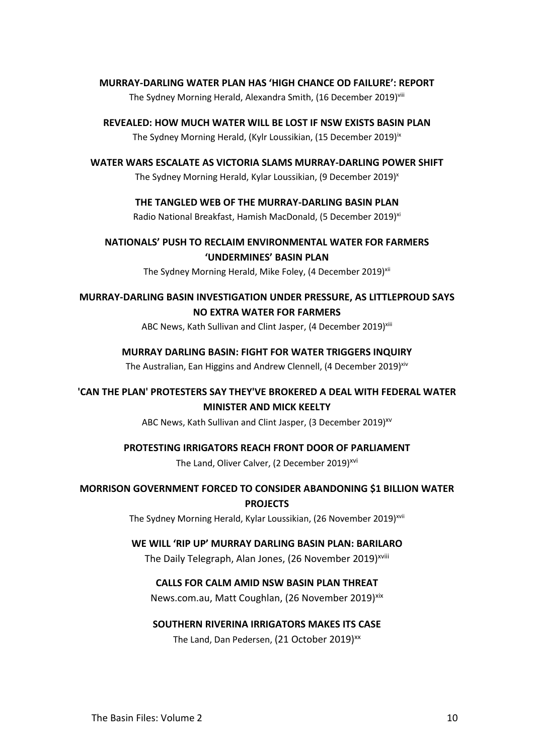**MURRAY-DARLING WATER PLAN HAS 'HIGH CHANCE OD FAILURE': REPORT**

The Sydney Morning Herald, Alexandra Smith, (16 December 2019)[viii]

**REVEALED: HOW MUCH WATER WILL BE LOST IF NSW EXISTS BASIN PLAN**

The Sydney Morning Herald, (Kylr Loussikian, (15 December 2019)[ix]

**WATER WARS ESCALATE AS VICTORIA SLAMS MURRAY-DARLING POWER SHIFT**

The Sydney Morning Herald, Kylar Loussikian, (9 December 2019)[x]

**THE TANGLED WEB OF THE MURRAY-DARLING BASIN PLAN**

Radio National Breakfast, Hamish MacDonald, (5 December 2019)[xi]

**NATIONALS' PUSH TO RECLAIM ENVIRONMENTAL WATER FOR FARMERS 'UNDERMINES' BASIN PLAN**

The Sydney Morning Herald, Mike Foley, (4 December 2019)[xii]

**MURRAY-DARLING BASIN INVESTIGATION UNDER PRESSURE, AS LITTLEPROUD SAYS NO EXTRA WATER FOR FARMERS**

ABC News, Kath Sullivan and Clint Jasper, (4 December 2019)[xiii]

**MURRAY DARLING BASIN: FIGHT FOR WATER TRIGGERS INQUIRY**

The Australian, Ean Higgins and Andrew Clennell, (4 December 2019)[xiv]

**'CAN THE PLAN' PROTESTERS SAY THEY'VE BROKERED A DEAL WITH FEDERAL WATER MINISTER AND MICK KEELTY**

ABC News, Kath Sullivan and Clint Jasper, (3 December 2019)[xv]

**PROTESTING IRRIGATORS REACH FRONT DOOR OF PARLIAMENT**

The Land, Oliver Calver, (2 December 2019)[xvi]

**MORRISON GOVERNMENT FORCED TO CONSIDER ABANDONING $1 BILLION WATER PROJECTS**

The Sydney Morning Herald, Kylar Loussikian, (26 November 2019)[xvii]

**WE WILL 'RIP UP' MURRAY DARLING BASIN PLAN: BARILARO**

The Daily Telegraph, Alan Jones, (26 November 2019)[xviii]

**CALLS FOR CALM AMID NSW BASIN PLAN THREAT**

News.com.au, Matt Coughlan, (26 November 2019)[xix]

**SOUTHERN RIVERINA IRRIGATORS MAKES ITS CASE**

The Land, Dan Pedersen, (21 October 2019)[xx]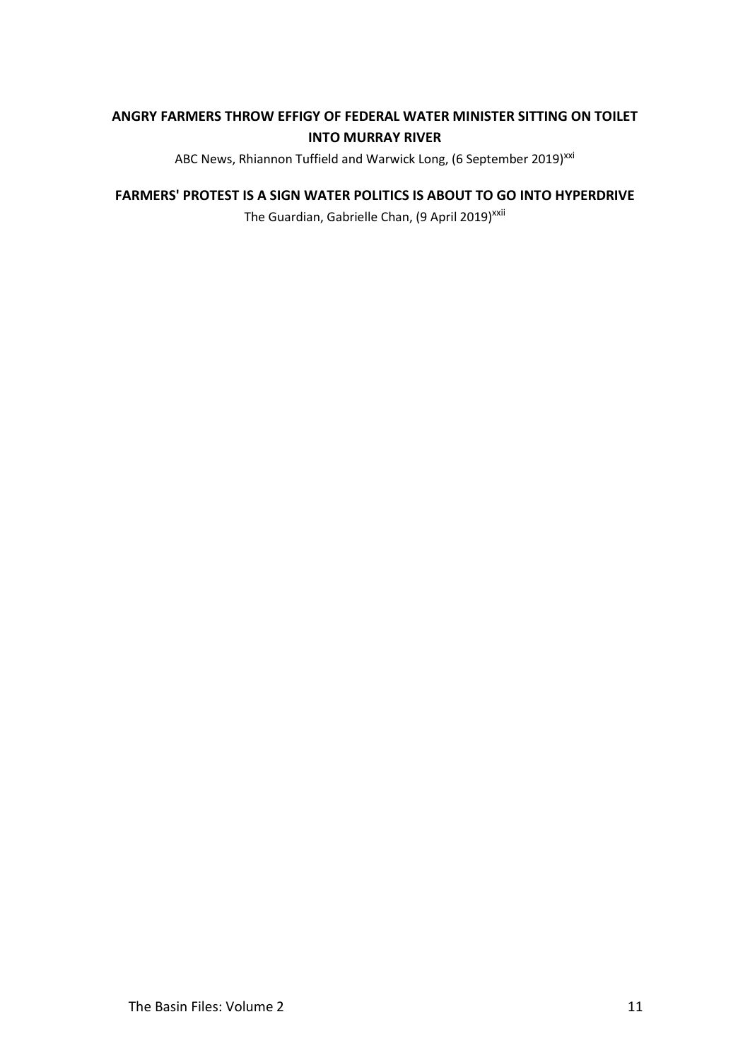**ANGRY FARMERS THROW EFFIGY OF FEDERAL WATER MINISTER SITTING ON TOILET INTO MURRAY RIVER**

ABC News, Rhiannon Tuffield and Warwick Long, (6 September 2019)[xxi]

**FARMERS' PROTEST IS A SIGN WATER POLITICS IS ABOUT TO GO INTO HYPERDRIVE**

The Guardian, Gabrielle Chan, (9 April 2019)[xxii]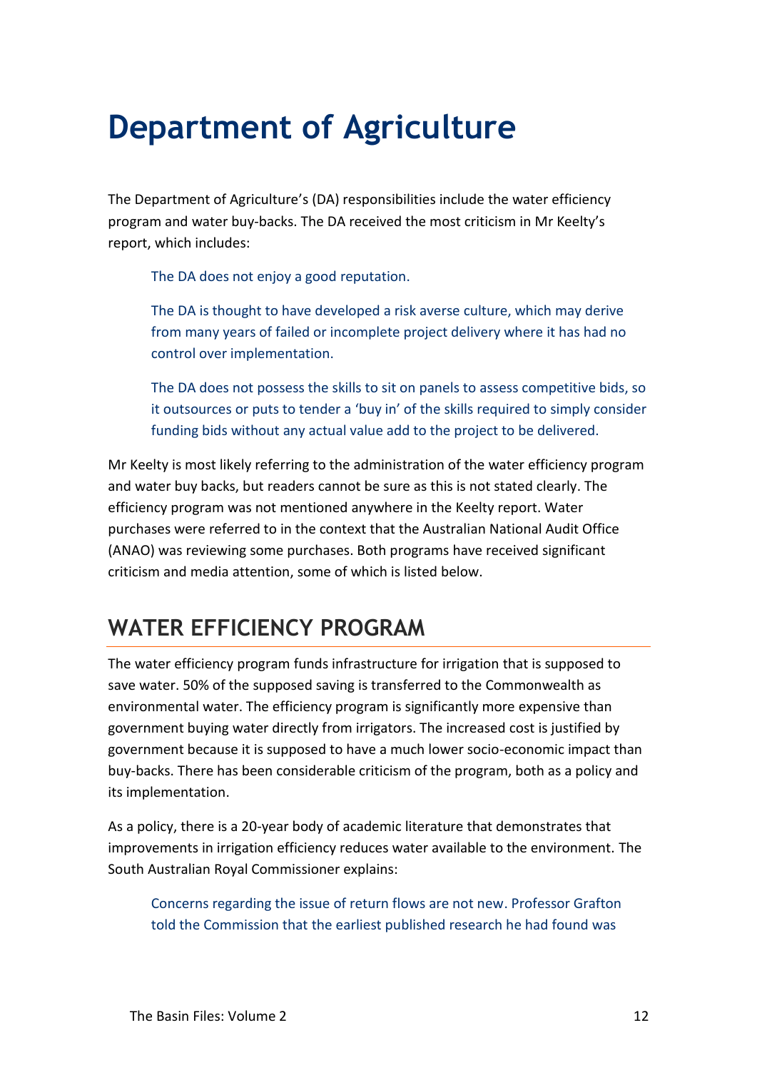# Department of Agriculture

The Department of Agriculture's (DA) responsibilities include the water efficiency program and water buy-backs. The DA received the most criticism in Mr Keelty's report, which includes:

> The DA does not enjoy a good reputation.
>
> The DA is thought to have developed a risk averse culture, which may derive from many years of failed or incomplete project delivery where it has had no control over implementation.
>
> The DA does not possess the skills to sit on panels to assess competitive bids, so it outsources or puts to tender a 'buy in' of the skills required to simply consider funding bids without any actual value add to the project to be delivered.

Mr Keelty is most likely referring to the administration of the water efficiency program and water buy backs, but readers cannot be sure as this is not stated clearly. The efficiency program was not mentioned anywhere in the Keelty report. Water purchases were referred to in the context that the Australian National Audit Office (ANAO) was reviewing some purchases. Both programs have received significant criticism and media attention, some of which is listed below.

## WATER EFFICIENCY PROGRAM

The water efficiency program funds infrastructure for irrigation that is supposed to save water. 50% of the supposed saving is transferred to the Commonwealth as environmental water. The efficiency program is significantly more expensive than government buying water directly from irrigators. The increased cost is justified by government because it is supposed to have a much lower socio-economic impact than buy-backs. There has been considerable criticism of the program, both as a policy and its implementation.

As a policy, there is a 20-year body of academic literature that demonstrates that improvements in irrigation efficiency reduces water available to the environment. The South Australian Royal Commissioner explains:

> Concerns regarding the issue of return flows are not new. Professor Grafton told the Commission that the earliest published research he had found was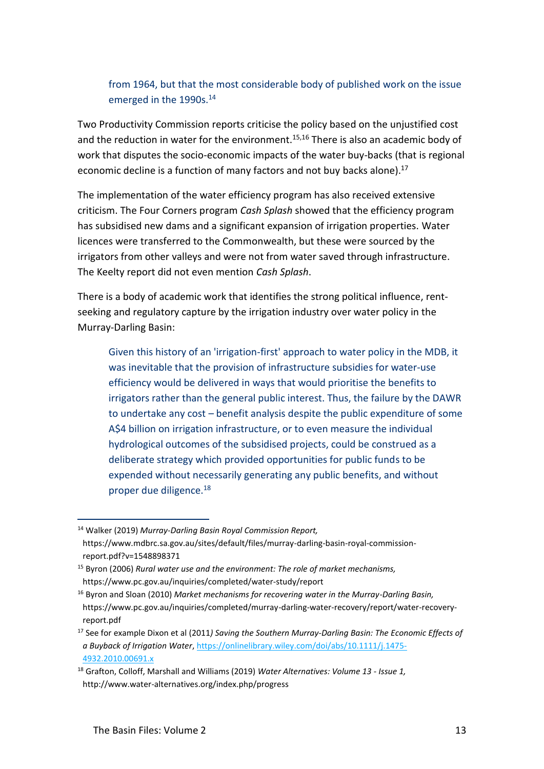> from 1964, but that the most considerable body of published work on the issue emerged in the 1990s.[14]

Two Productivity Commission reports criticise the policy based on the unjustified cost and the reduction in water for the environment.[15,16] There is also an academic body of work that disputes the socio-economic impacts of the water buy-backs (that is regional economic decline is a function of many factors and not buy backs alone).[17]

The implementation of the water efficiency program has also received extensive criticism. The Four Corners program *Cash Splash* showed that the efficiency program has subsidised new dams and a significant expansion of irrigation properties. Water licences were transferred to the Commonwealth, but these were sourced by the irrigators from other valleys and were not from water saved through infrastructure. The Keelty report did not even mention *Cash Splash*.

There is a body of academic work that identifies the strong political influence, rent-seeking and regulatory capture by the irrigation industry over water policy in the Murray-Darling Basin:

> Given this history of an 'irrigation-first' approach to water policy in the MDB, it was inevitable that the provision of infrastructure subsidies for water-use efficiency would be delivered in ways that would prioritise the benefits to irrigators rather than the general public interest. Thus, the failure by the DAWR to undertake any cost – benefit analysis despite the public expenditure of some A$4 billion on irrigation infrastructure, or to even measure the individual hydrological outcomes of the subsidised projects, could be construed as a deliberate strategy which provided opportunities for public funds to be expended without necessarily generating any public benefits, and without proper due diligence.[18]

---

[14] Walker (2019) *Murray-Darling Basin Royal Commission Report,* https://www.mdbrc.sa.gov.au/sites/default/files/murray-darling-basin-royal-commission-report.pdf?v=1548898371

[15] Byron (2006) *Rural water use and the environment: The role of market mechanisms,* https://www.pc.gov.au/inquiries/completed/water-study/report

[16] Byron and Sloan (2010) *Market mechanisms for recovering water in the Murray-Darling Basin,* https://www.pc.gov.au/inquiries/completed/murray-darling-water-recovery/report/water-recovery-report.pdf

[17] See for example Dixon et al (2011*) Saving the Southern Murray-Darling Basin: The Economic Effects of a Buyback of Irrigation Water*, https://onlinelibrary.wiley.com/doi/abs/10.1111/j.1475-4932.2010.00691.x

[18] Grafton, Colloff, Marshall and Williams (2019) *Water Alternatives: Volume 13 - Issue 1,* http://www.water-alternatives.org/index.php/progress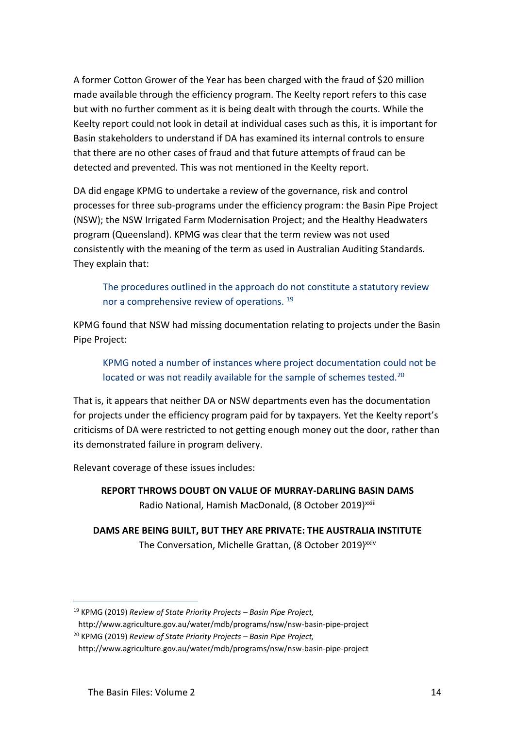A former Cotton Grower of the Year has been charged with the fraud of $20 million made available through the efficiency program. The Keelty report refers to this case but with no further comment as it is being dealt with through the courts. While the Keelty report could not look in detail at individual cases such as this, it is important for Basin stakeholders to understand if DA has examined its internal controls to ensure that there are no other cases of fraud and that future attempts of fraud can be detected and prevented. This was not mentioned in the Keelty report.

DA did engage KPMG to undertake a review of the governance, risk and control processes for three sub-programs under the efficiency program: the Basin Pipe Project (NSW); the NSW Irrigated Farm Modernisation Project; and the Healthy Headwaters program (Queensland). KPMG was clear that the term review was not used consistently with the meaning of the term as used in Australian Auditing Standards. They explain that:

> The procedures outlined in the approach do not constitute a statutory review nor a comprehensive review of operations. [19]

KPMG found that NSW had missing documentation relating to projects under the Basin Pipe Project:

> KPMG noted a number of instances where project documentation could not be located or was not readily available for the sample of schemes tested.[20]

That is, it appears that neither DA or NSW departments even has the documentation for projects under the efficiency program paid for by taxpayers. Yet the Keelty report's criticisms of DA were restricted to not getting enough money out the door, rather than its demonstrated failure in program delivery.

Relevant coverage of these issues includes:

**REPORT THROWS DOUBT ON VALUE OF MURRAY-DARLING BASIN DAMS**
Radio National, Hamish MacDonald, (8 October 2019)[xxiii]

**DAMS ARE BEING BUILT, BUT THEY ARE PRIVATE: THE AUSTRALIA INSTITUTE**
The Conversation, Michelle Grattan, (8 October 2019)[xxiv]

---

[19] KPMG (2019) *Review of State Priority Projects – Basin Pipe Project,* http://www.agriculture.gov.au/water/mdb/programs/nsw/nsw-basin-pipe-project

[20] KPMG (2019) *Review of State Priority Projects – Basin Pipe Project,* http://www.agriculture.gov.au/water/mdb/programs/nsw/nsw-basin-pipe-project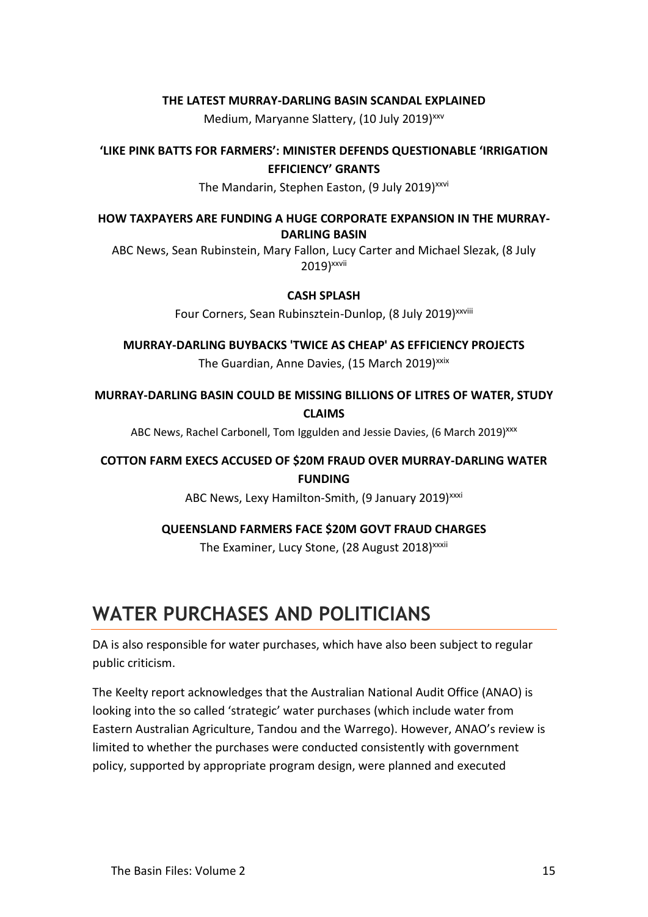**THE LATEST MURRAY-DARLING BASIN SCANDAL EXPLAINED**

Medium, Maryanne Slattery, (10 July 2019)[xxv]

**'LIKE PINK BATTS FOR FARMERS': MINISTER DEFENDS QUESTIONABLE 'IRRIGATION EFFICIENCY' GRANTS**

The Mandarin, Stephen Easton, (9 July 2019)[xxvi]

**HOW TAXPAYERS ARE FUNDING A HUGE CORPORATE EXPANSION IN THE MURRAY-DARLING BASIN**

ABC News, Sean Rubinstein, Mary Fallon, Lucy Carter and Michael Slezak, (8 July 2019)[xxvii]

**CASH SPLASH**

Four Corners, Sean Rubinsztein-Dunlop, (8 July 2019)[xxviii]

**MURRAY-DARLING BUYBACKS 'TWICE AS CHEAP' AS EFFICIENCY PROJECTS**

The Guardian, Anne Davies, (15 March 2019)[xxix]

**MURRAY-DARLING BASIN COULD BE MISSING BILLIONS OF LITRES OF WATER, STUDY CLAIMS**

ABC News, Rachel Carbonell, Tom Iggulden and Jessie Davies, (6 March 2019)[xxx]

**COTTON FARM EXECS ACCUSED OF $20M FRAUD OVER MURRAY-DARLING WATER FUNDING**

ABC News, Lexy Hamilton-Smith, (9 January 2019)[xxxi]

**QUEENSLAND FARMERS FACE $20M GOVT FRAUD CHARGES**

The Examiner, Lucy Stone, (28 August 2018)[xxxii]

# WATER PURCHASES AND POLITICIANS

DA is also responsible for water purchases, which have also been subject to regular public criticism.

The Keelty report acknowledges that the Australian National Audit Office (ANAO) is looking into the so called 'strategic' water purchases (which include water from Eastern Australian Agriculture, Tandou and the Warrego). However, ANAO's review is limited to whether the purchases were conducted consistently with government policy, supported by appropriate program design, were planned and executed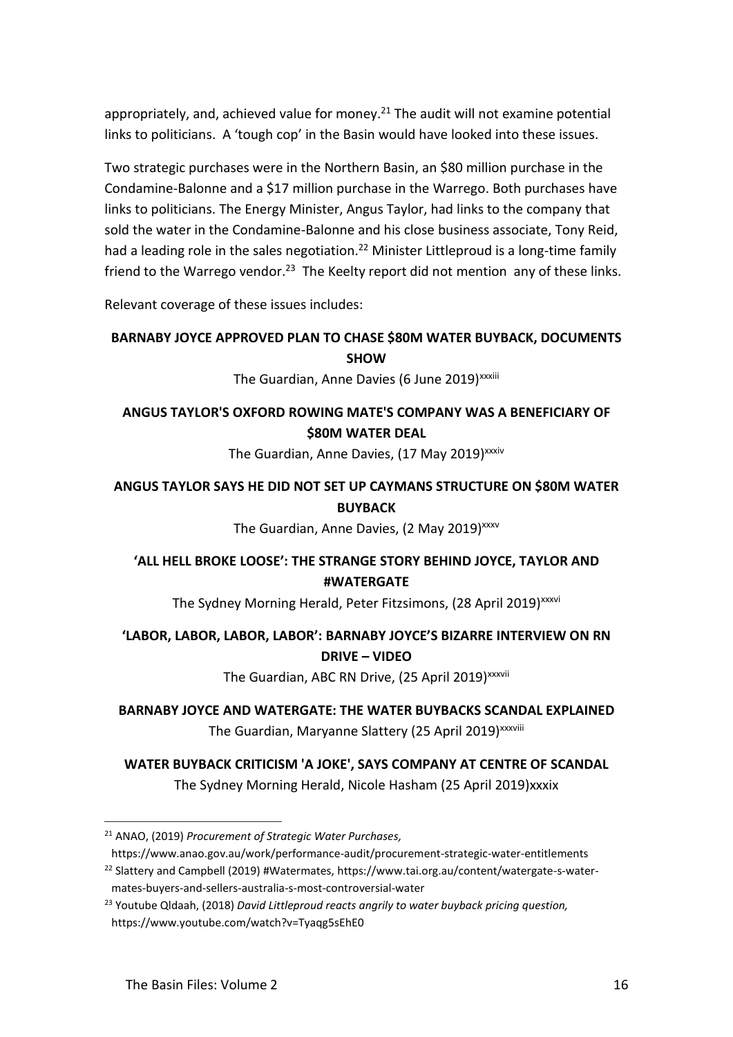appropriately, and, achieved value for money.[21] The audit will not examine potential links to politicians. A 'tough cop' in the Basin would have looked into these issues.

Two strategic purchases were in the Northern Basin, an $80 million purchase in the Condamine-Balonne and a $17 million purchase in the Warrego. Both purchases have links to politicians. The Energy Minister, Angus Taylor, had links to the company that sold the water in the Condamine-Balonne and his close business associate, Tony Reid, had a leading role in the sales negotiation.[22] Minister Littleproud is a long-time family friend to the Warrego vendor.[23] The Keelty report did not mention any of these links.

Relevant coverage of these issues includes:

**BARNABY JOYCE APPROVED PLAN TO CHASE $80M WATER BUYBACK, DOCUMENTS SHOW**

The Guardian, Anne Davies (6 June 2019)[xxxiii]

**ANGUS TAYLOR'S OXFORD ROWING MATE'S COMPANY WAS A BENEFICIARY OF $80M WATER DEAL**

The Guardian, Anne Davies, (17 May 2019)[xxxiv]

**ANGUS TAYLOR SAYS HE DID NOT SET UP CAYMANS STRUCTURE ON $80M WATER BUYBACK**

The Guardian, Anne Davies, (2 May 2019)[xxxv]

**'ALL HELL BROKE LOOSE': THE STRANGE STORY BEHIND JOYCE, TAYLOR AND #WATERGATE**

The Sydney Morning Herald, Peter Fitzsimons, (28 April 2019)[xxxvi]

**'LABOR, LABOR, LABOR, LABOR': BARNABY JOYCE'S BIZARRE INTERVIEW ON RN DRIVE – VIDEO**

The Guardian, ABC RN Drive, (25 April 2019)[xxxvii]

**BARNABY JOYCE AND WATERGATE: THE WATER BUYBACKS SCANDAL EXPLAINED**

The Guardian, Maryanne Slattery (25 April 2019)[xxxviii]

**WATER BUYBACK CRITICISM 'A JOKE', SAYS COMPANY AT CENTRE OF SCANDAL**

The Sydney Morning Herald, Nicole Hasham (25 April 2019)xxxix

---

[21] ANAO, (2019) *Procurement of Strategic Water Purchases,* https://www.anao.gov.au/work/performance-audit/procurement-strategic-water-entitlements

[22] Slattery and Campbell (2019) #Watermates, https://www.tai.org.au/content/watergate-s-water-mates-buyers-and-sellers-australia-s-most-controversial-water

[23] Youtube Qldaah, (2018) *David Littleproud reacts angrily to water buyback pricing question,* https://www.youtube.com/watch?v=Tyaqg5sEhE0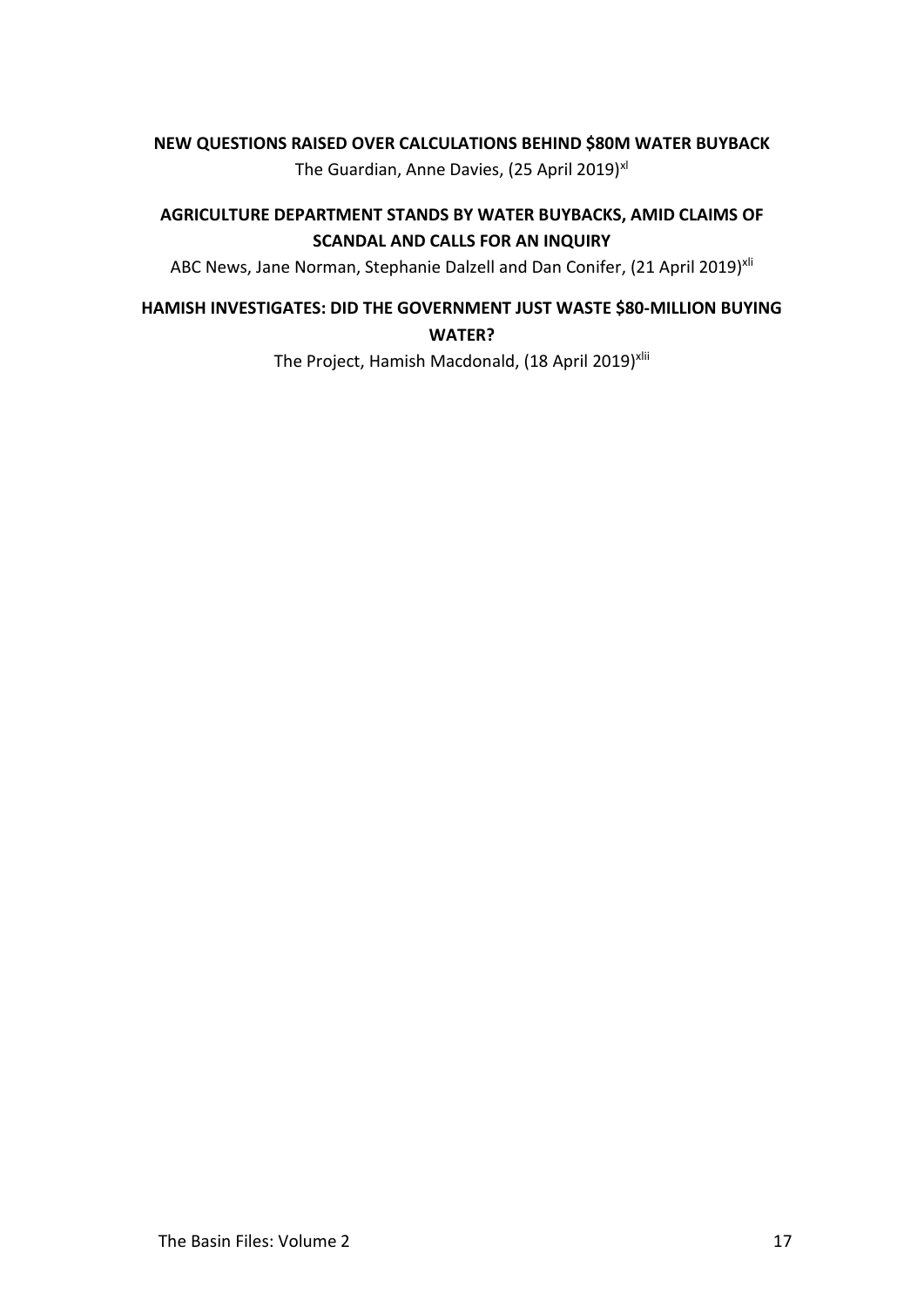**NEW QUESTIONS RAISED OVER CALCULATIONS BEHIND $80M WATER BUYBACK**

The Guardian, Anne Davies, (25 April 2019)[xl]

**AGRICULTURE DEPARTMENT STANDS BY WATER BUYBACKS, AMID CLAIMS OF SCANDAL AND CALLS FOR AN INQUIRY**

ABC News, Jane Norman, Stephanie Dalzell and Dan Conifer, (21 April 2019)[xli]

**HAMISH INVESTIGATES: DID THE GOVERNMENT JUST WASTE $80-MILLION BUYING WATER?**

The Project, Hamish Macdonald, (18 April 2019)[xlii]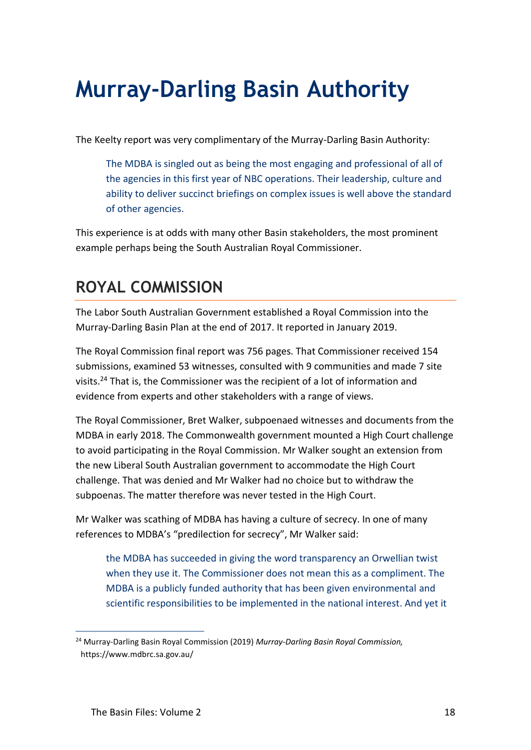# Murray-Darling Basin Authority

The Keelty report was very complimentary of the Murray-Darling Basin Authority:

> The MDBA is singled out as being the most engaging and professional of all of the agencies in this first year of NBC operations. Their leadership, culture and ability to deliver succinct briefings on complex issues is well above the standard of other agencies.

This experience is at odds with many other Basin stakeholders, the most prominent example perhaps being the South Australian Royal Commissioner.

## ROYAL COMMISSION

The Labor South Australian Government established a Royal Commission into the Murray-Darling Basin Plan at the end of 2017. It reported in January 2019.

The Royal Commission final report was 756 pages. That Commissioner received 154 submissions, examined 53 witnesses, consulted with 9 communities and made 7 site visits.[24] That is, the Commissioner was the recipient of a lot of information and evidence from experts and other stakeholders with a range of views.

The Royal Commissioner, Bret Walker, subpoenaed witnesses and documents from the MDBA in early 2018. The Commonwealth government mounted a High Court challenge to avoid participating in the Royal Commission. Mr Walker sought an extension from the new Liberal South Australian government to accommodate the High Court challenge. That was denied and Mr Walker had no choice but to withdraw the subpoenas. The matter therefore was never tested in the High Court.

Mr Walker was scathing of MDBA has having a culture of secrecy. In one of many references to MDBA's "predilection for secrecy", Mr Walker said:

> the MDBA has succeeded in giving the word transparency an Orwellian twist when they use it. The Commissioner does not mean this as a compliment. The MDBA is a publicly funded authority that has been given environmental and scientific responsibilities to be implemented in the national interest. And yet it

[24] Murray-Darling Basin Royal Commission (2019) *Murray-Darling Basin Royal Commission,* https://www.mdbrc.sa.gov.au/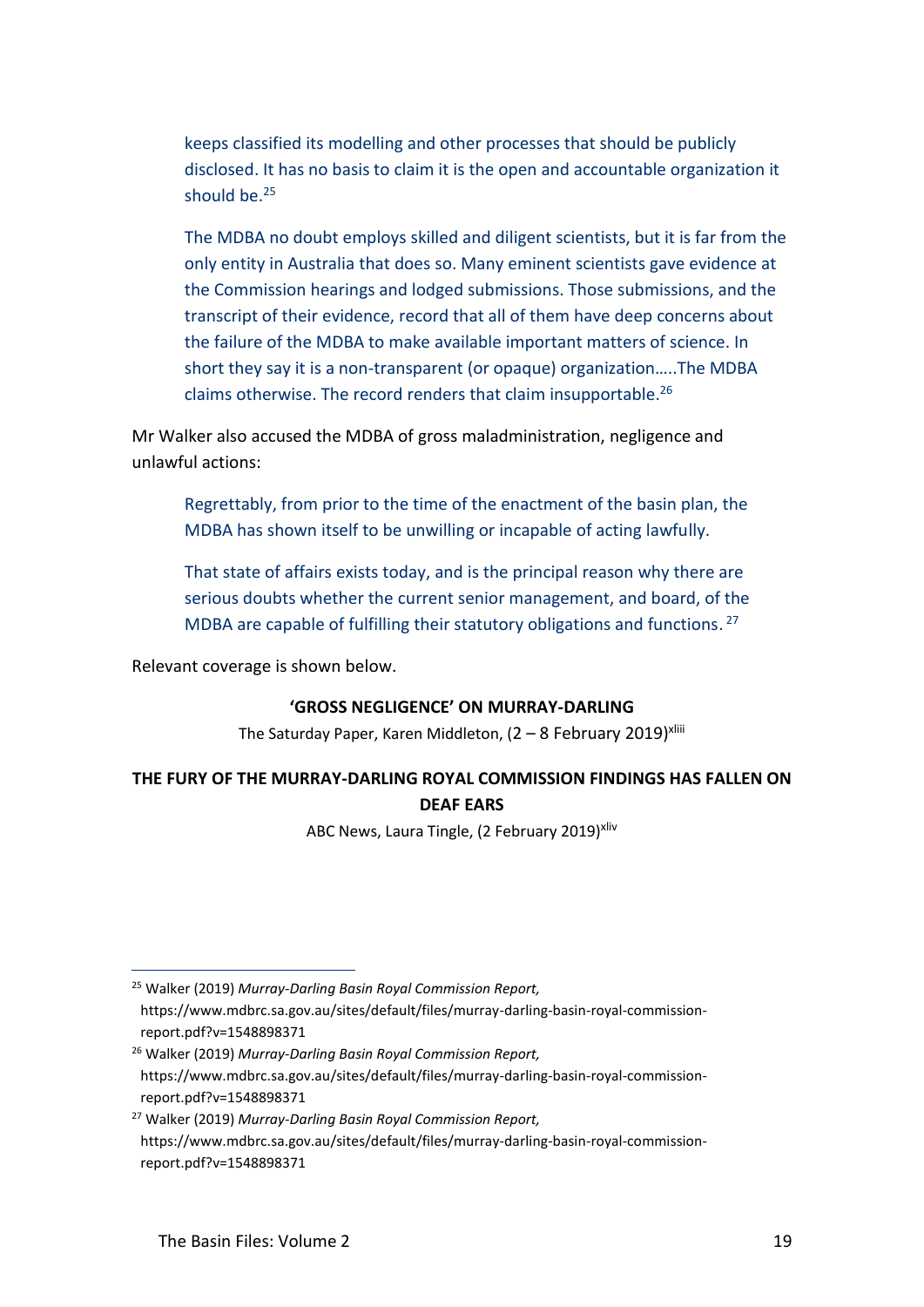> keeps classified its modelling and other processes that should be publicly disclosed. It has no basis to claim it is the open and accountable organization it should be.[25]
>
> The MDBA no doubt employs skilled and diligent scientists, but it is far from the only entity in Australia that does so. Many eminent scientists gave evidence at the Commission hearings and lodged submissions. Those submissions, and the transcript of their evidence, record that all of them have deep concerns about the failure of the MDBA to make available important matters of science. In short they say it is a non-transparent (or opaque) organization…..The MDBA claims otherwise. The record renders that claim insupportable.[26]

Mr Walker also accused the MDBA of gross maladministration, negligence and unlawful actions:

> Regrettably, from prior to the time of the enactment of the basin plan, the MDBA has shown itself to be unwilling or incapable of acting lawfully.
>
> That state of affairs exists today, and is the principal reason why there are serious doubts whether the current senior management, and board, of the MDBA are capable of fulfilling their statutory obligations and functions.[27]

Relevant coverage is shown below.

**'GROSS NEGLIGENCE' ON MURRAY-DARLING**

The Saturday Paper, Karen Middleton, (2 – 8 February 2019)[xliii]

**THE FURY OF THE MURRAY-DARLING ROYAL COMMISSION FINDINGS HAS FALLEN ON DEAF EARS**

ABC News, Laura Tingle, (2 February 2019)[xliv]

---

[25] Walker (2019) *Murray-Darling Basin Royal Commission Report,* https://www.mdbrc.sa.gov.au/sites/default/files/murray-darling-basin-royal-commission-report.pdf?v=1548898371

[26] Walker (2019) *Murray-Darling Basin Royal Commission Report,* https://www.mdbrc.sa.gov.au/sites/default/files/murray-darling-basin-royal-commission-report.pdf?v=1548898371

[27] Walker (2019) *Murray-Darling Basin Royal Commission Report,* https://www.mdbrc.sa.gov.au/sites/default/files/murray-darling-basin-royal-commission-report.pdf?v=1548898371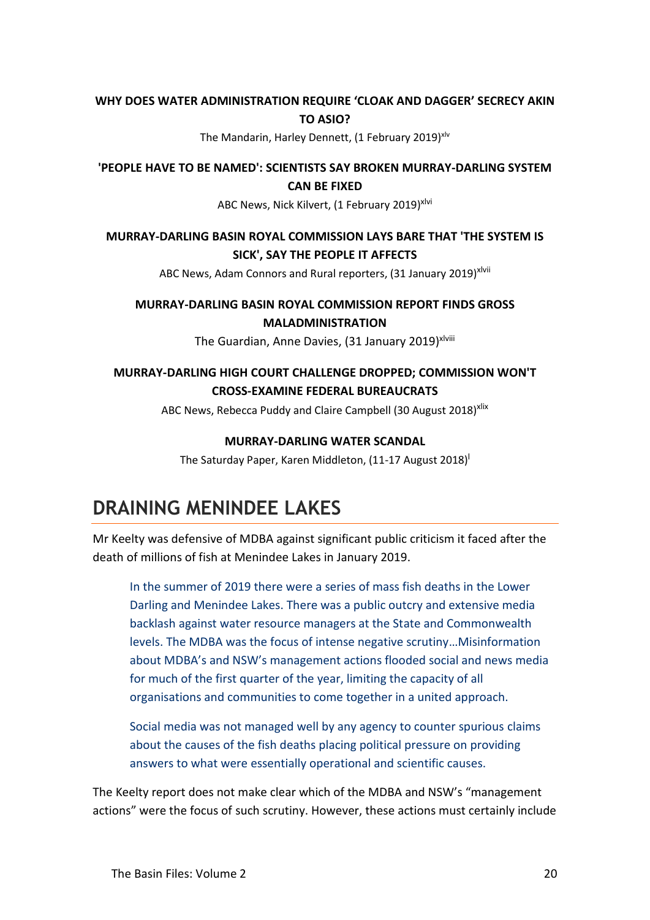**WHY DOES WATER ADMINISTRATION REQUIRE 'CLOAK AND DAGGER' SECRECY AKIN TO ASIO?**

The Mandarin, Harley Dennett, (1 February 2019)[xlv]

**'PEOPLE HAVE TO BE NAMED': SCIENTISTS SAY BROKEN MURRAY-DARLING SYSTEM CAN BE FIXED**

ABC News, Nick Kilvert, (1 February 2019)[xlvi]

**MURRAY-DARLING BASIN ROYAL COMMISSION LAYS BARE THAT 'THE SYSTEM IS SICK', SAY THE PEOPLE IT AFFECTS**

ABC News, Adam Connors and Rural reporters, (31 January 2019)[xlvii]

**MURRAY-DARLING BASIN ROYAL COMMISSION REPORT FINDS GROSS MALADMINISTRATION**

The Guardian, Anne Davies, (31 January 2019)[xlviii]

**MURRAY-DARLING HIGH COURT CHALLENGE DROPPED; COMMISSION WON'T CROSS-EXAMINE FEDERAL BUREAUCRATS**

ABC News, Rebecca Puddy and Claire Campbell (30 August 2018)[xlix]

**MURRAY-DARLING WATER SCANDAL**

The Saturday Paper, Karen Middleton, (11-17 August 2018)[l]

## DRAINING MENINDEE LAKES

Mr Keelty was defensive of MDBA against significant public criticism it faced after the death of millions of fish at Menindee Lakes in January 2019.

> In the summer of 2019 there were a series of mass fish deaths in the Lower Darling and Menindee Lakes. There was a public outcry and extensive media backlash against water resource managers at the State and Commonwealth levels. The MDBA was the focus of intense negative scrutiny…Misinformation about MDBA's and NSW's management actions flooded social and news media for much of the first quarter of the year, limiting the capacity of all organisations and communities to come together in a united approach.
>
> Social media was not managed well by any agency to counter spurious claims about the causes of the fish deaths placing political pressure on providing answers to what were essentially operational and scientific causes.

The Keelty report does not make clear which of the MDBA and NSW's "management actions" were the focus of such scrutiny. However, these actions must certainly include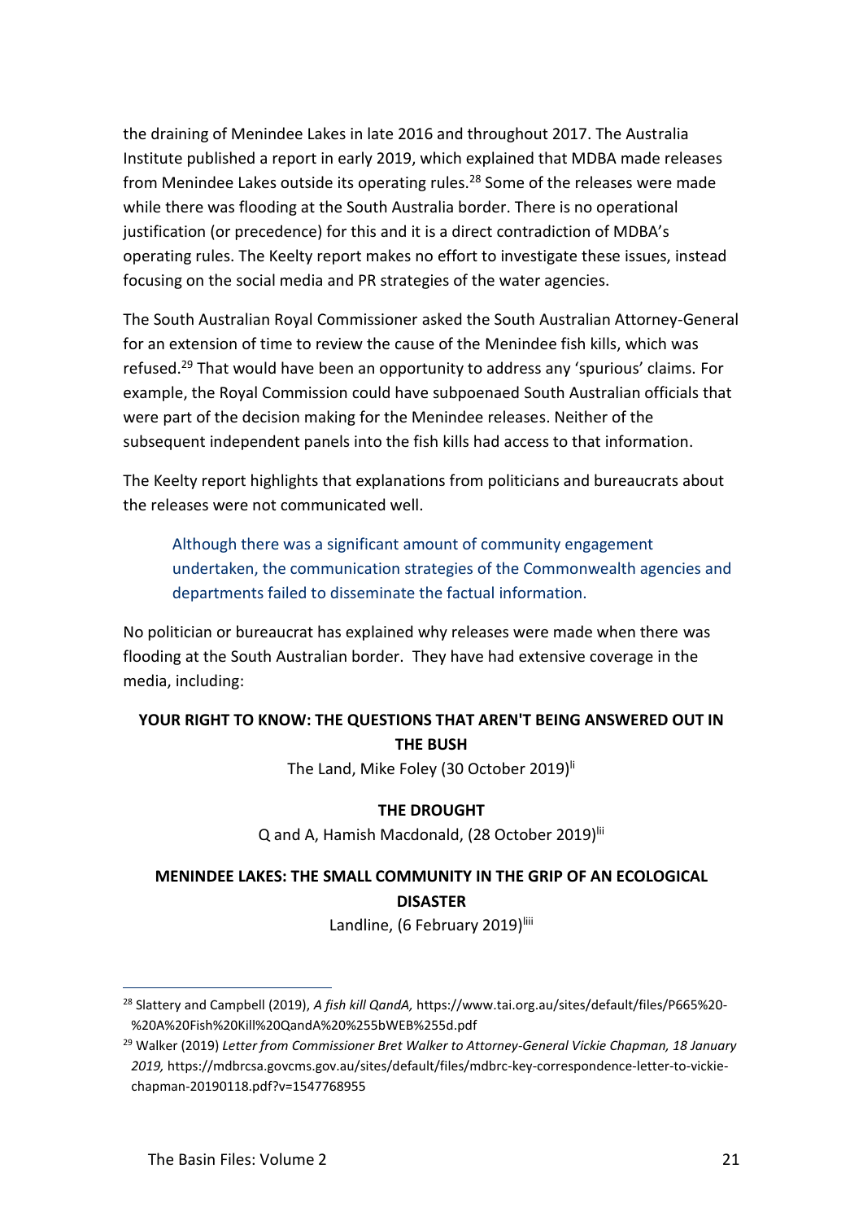the draining of Menindee Lakes in late 2016 and throughout 2017. The Australia Institute published a report in early 2019, which explained that MDBA made releases from Menindee Lakes outside its operating rules.[28] Some of the releases were made while there was flooding at the South Australia border. There is no operational justification (or precedence) for this and it is a direct contradiction of MDBA's operating rules. The Keelty report makes no effort to investigate these issues, instead focusing on the social media and PR strategies of the water agencies.

The South Australian Royal Commissioner asked the South Australian Attorney-General for an extension of time to review the cause of the Menindee fish kills, which was refused.[29] That would have been an opportunity to address any 'spurious' claims. For example, the Royal Commission could have subpoenaed South Australian officials that were part of the decision making for the Menindee releases. Neither of the subsequent independent panels into the fish kills had access to that information.

The Keelty report highlights that explanations from politicians and bureaucrats about the releases were not communicated well.

> Although there was a significant amount of community engagement undertaken, the communication strategies of the Commonwealth agencies and departments failed to disseminate the factual information.

No politician or bureaucrat has explained why releases were made when there was flooding at the South Australian border. They have had extensive coverage in the media, including:

**YOUR RIGHT TO KNOW: THE QUESTIONS THAT AREN'T BEING ANSWERED OUT IN THE BUSH**

The Land, Mike Foley (30 October 2019)[li]

**THE DROUGHT**

Q and A, Hamish Macdonald, (28 October 2019)[lii]

**MENINDEE LAKES: THE SMALL COMMUNITY IN THE GRIP OF AN ECOLOGICAL DISASTER**

Landline, (6 February 2019)[liii]

---

[28] Slattery and Campbell (2019), *A fish kill QandA,* https://www.tai.org.au/sites/default/files/P665%20-%20A%20Fish%20Kill%20QandA%20%255bWEB%255d.pdf

[29] Walker (2019) *Letter from Commissioner Bret Walker to Attorney-General Vickie Chapman, 18 January 2019,* https://mdbrcsa.govcms.gov.au/sites/default/files/mdbrc-key-correspondence-letter-to-vickie-chapman-20190118.pdf?v=1547768955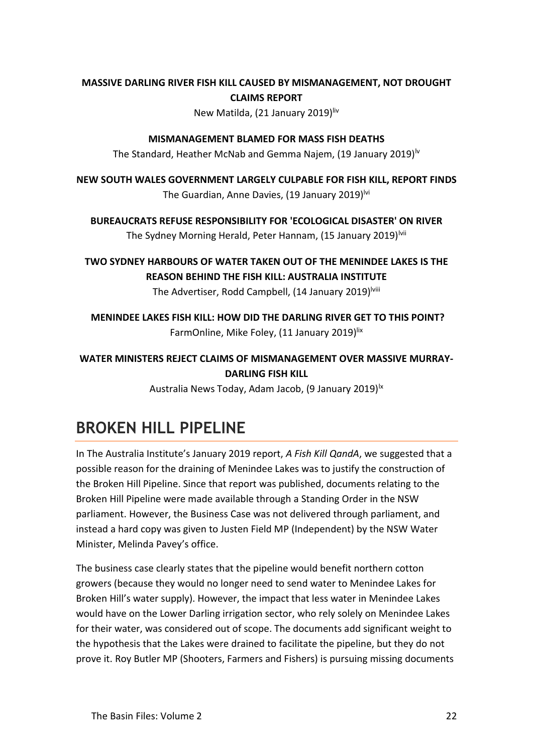**MASSIVE DARLING RIVER FISH KILL CAUSED BY MISMANAGEMENT, NOT DROUGHT CLAIMS REPORT**

New Matilda, (21 January 2019)[liv]

**MISMANAGEMENT BLAMED FOR MASS FISH DEATHS**

The Standard, Heather McNab and Gemma Najem, (19 January 2019)[lv]

**NEW SOUTH WALES GOVERNMENT LARGELY CULPABLE FOR FISH KILL, REPORT FINDS**

The Guardian, Anne Davies, (19 January 2019)[lvi]

**BUREAUCRATS REFUSE RESPONSIBILITY FOR 'ECOLOGICAL DISASTER' ON RIVER**

The Sydney Morning Herald, Peter Hannam, (15 January 2019)[lvii]

**TWO SYDNEY HARBOURS OF WATER TAKEN OUT OF THE MENINDEE LAKES IS THE REASON BEHIND THE FISH KILL: AUSTRALIA INSTITUTE**

The Advertiser, Rodd Campbell, (14 January 2019)[lviii]

**MENINDEE LAKES FISH KILL: HOW DID THE DARLING RIVER GET TO THIS POINT?**

FarmOnline, Mike Foley, (11 January 2019)[lix]

**WATER MINISTERS REJECT CLAIMS OF MISMANAGEMENT OVER MASSIVE MURRAY-DARLING FISH KILL**

Australia News Today, Adam Jacob, (9 January 2019)[lx]

# BROKEN HILL PIPELINE

In The Australia Institute's January 2019 report, *A Fish Kill QandA*, we suggested that a possible reason for the draining of Menindee Lakes was to justify the construction of the Broken Hill Pipeline. Since that report was published, documents relating to the Broken Hill Pipeline were made available through a Standing Order in the NSW parliament. However, the Business Case was not delivered through parliament, and instead a hard copy was given to Justen Field MP (Independent) by the NSW Water Minister, Melinda Pavey's office.

The business case clearly states that the pipeline would benefit northern cotton growers (because they would no longer need to send water to Menindee Lakes for Broken Hill's water supply). However, the impact that less water in Menindee Lakes would have on the Lower Darling irrigation sector, who rely solely on Menindee Lakes for their water, was considered out of scope. The documents add significant weight to the hypothesis that the Lakes were drained to facilitate the pipeline, but they do not prove it. Roy Butler MP (Shooters, Farmers and Fishers) is pursuing missing documents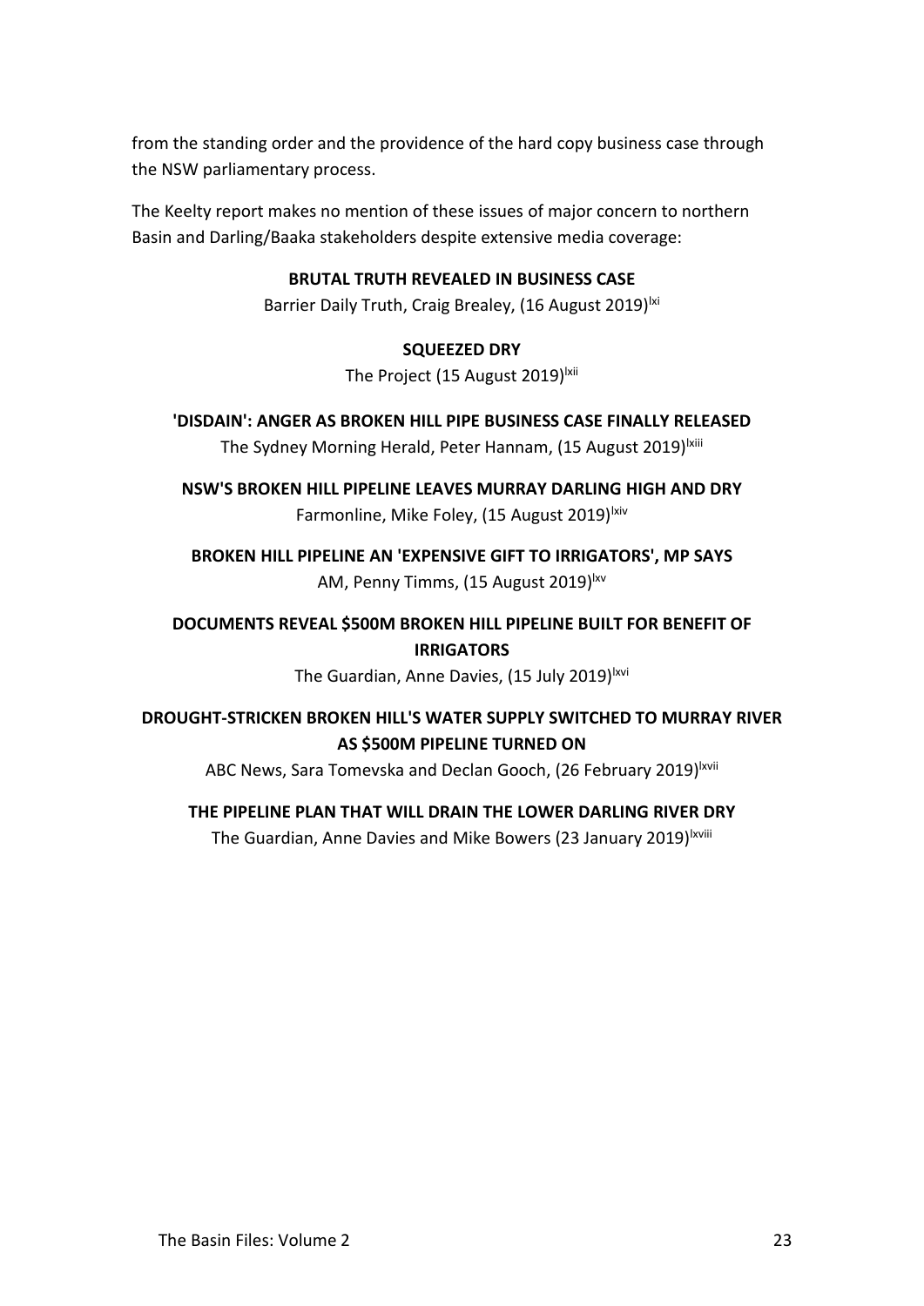from the standing order and the providence of the hard copy business case through the NSW parliamentary process.

The Keelty report makes no mention of these issues of major concern to northern Basin and Darling/Baaka stakeholders despite extensive media coverage:

**BRUTAL TRUTH REVEALED IN BUSINESS CASE**
Barrier Daily Truth, Craig Brealey, (16 August 2019)[lxi]

**SQUEEZED DRY**
The Project (15 August 2019)[lxii]

**'DISDAIN': ANGER AS BROKEN HILL PIPE BUSINESS CASE FINALLY RELEASED**
The Sydney Morning Herald, Peter Hannam, (15 August 2019)[lxiii]

**NSW'S BROKEN HILL PIPELINE LEAVES MURRAY DARLING HIGH AND DRY**
Farmonline, Mike Foley, (15 August 2019)[lxiv]

**BROKEN HILL PIPELINE AN 'EXPENSIVE GIFT TO IRRIGATORS', MP SAYS**
AM, Penny Timms, (15 August 2019)[lxv]

**DOCUMENTS REVEAL $500M BROKEN HILL PIPELINE BUILT FOR BENEFIT OF IRRIGATORS**
The Guardian, Anne Davies, (15 July 2019)[lxvi]

**DROUGHT-STRICKEN BROKEN HILL'S WATER SUPPLY SWITCHED TO MURRAY RIVER AS $500M PIPELINE TURNED ON**
ABC News, Sara Tomevska and Declan Gooch, (26 February 2019)[lxvii]

**THE PIPELINE PLAN THAT WILL DRAIN THE LOWER DARLING RIVER DRY**
The Guardian, Anne Davies and Mike Bowers (23 January 2019)[lxviii]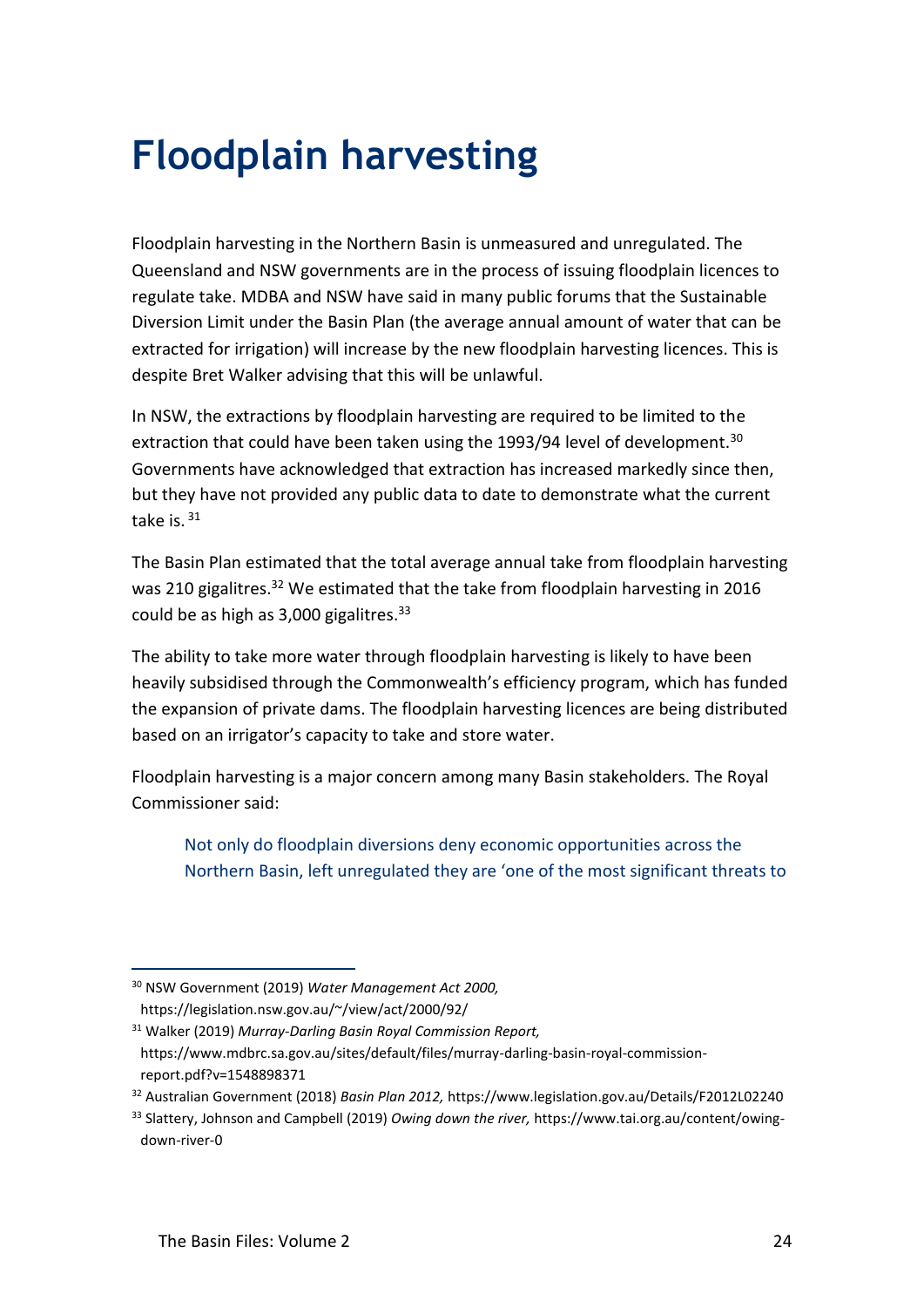# Floodplain harvesting

Floodplain harvesting in the Northern Basin is unmeasured and unregulated. The Queensland and NSW governments are in the process of issuing floodplain licences to regulate take. MDBA and NSW have said in many public forums that the Sustainable Diversion Limit under the Basin Plan (the average annual amount of water that can be extracted for irrigation) will increase by the new floodplain harvesting licences. This is despite Bret Walker advising that this will be unlawful.

In NSW, the extractions by floodplain harvesting are required to be limited to the extraction that could have been taken using the 1993/94 level of development.[30] Governments have acknowledged that extraction has increased markedly since then, but they have not provided any public data to date to demonstrate what the current take is.[31]

The Basin Plan estimated that the total average annual take from floodplain harvesting was 210 gigalitres.[32] We estimated that the take from floodplain harvesting in 2016 could be as high as 3,000 gigalitres.[33]

The ability to take more water through floodplain harvesting is likely to have been heavily subsidised through the Commonwealth's efficiency program, which has funded the expansion of private dams. The floodplain harvesting licences are being distributed based on an irrigator's capacity to take and store water.

Floodplain harvesting is a major concern among many Basin stakeholders. The Royal Commissioner said:

> Not only do floodplain diversions deny economic opportunities across the Northern Basin, left unregulated they are 'one of the most significant threats to

---

[30] NSW Government (2019) *Water Management Act 2000,* https://legislation.nsw.gov.au/~/view/act/2000/92/

[31] Walker (2019) *Murray-Darling Basin Royal Commission Report,* https://www.mdbrc.sa.gov.au/sites/default/files/murray-darling-basin-royal-commission-report.pdf?v=1548898371

[32] Australian Government (2018) *Basin Plan 2012,* https://www.legislation.gov.au/Details/F2012L02240

[33] Slattery, Johnson and Campbell (2019) *Owing down the river,* https://www.tai.org.au/content/owing-down-river-0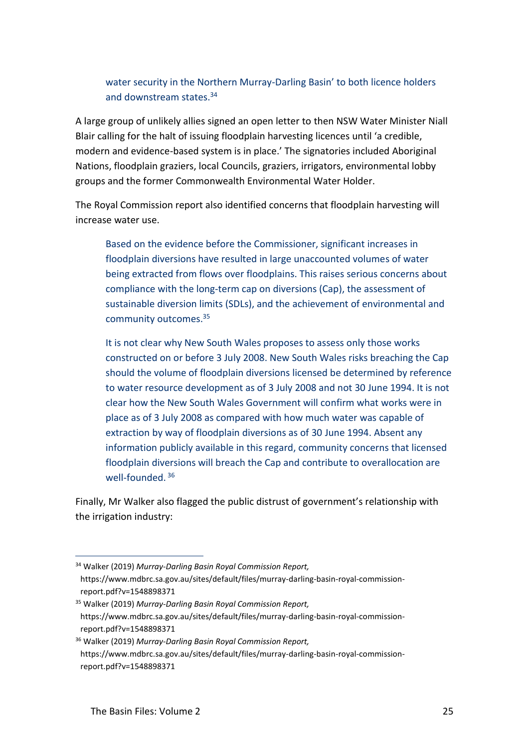> water security in the Northern Murray-Darling Basin' to both licence holders and downstream states.[34]

A large group of unlikely allies signed an open letter to then NSW Water Minister Niall Blair calling for the halt of issuing floodplain harvesting licences until 'a credible, modern and evidence-based system is in place.' The signatories included Aboriginal Nations, floodplain graziers, local Councils, graziers, irrigators, environmental lobby groups and the former Commonwealth Environmental Water Holder.

The Royal Commission report also identified concerns that floodplain harvesting will increase water use.

> Based on the evidence before the Commissioner, significant increases in floodplain diversions have resulted in large unaccounted volumes of water being extracted from flows over floodplains. This raises serious concerns about compliance with the long-term cap on diversions (Cap), the assessment of sustainable diversion limits (SDLs), and the achievement of environmental and community outcomes.[35]
>
> It is not clear why New South Wales proposes to assess only those works constructed on or before 3 July 2008. New South Wales risks breaching the Cap should the volume of floodplain diversions licensed be determined by reference to water resource development as of 3 July 2008 and not 30 June 1994. It is not clear how the New South Wales Government will confirm what works were in place as of 3 July 2008 as compared with how much water was capable of extraction by way of floodplain diversions as of 30 June 1994. Absent any information publicly available in this regard, community concerns that licensed floodplain diversions will breach the Cap and contribute to overallocation are well-founded. [36]

Finally, Mr Walker also flagged the public distrust of government's relationship with the irrigation industry:

---

[34] Walker (2019) *Murray-Darling Basin Royal Commission Report,* https://www.mdbrc.sa.gov.au/sites/default/files/murray-darling-basin-royal-commission-report.pdf?v=1548898371

[35] Walker (2019) *Murray-Darling Basin Royal Commission Report,* https://www.mdbrc.sa.gov.au/sites/default/files/murray-darling-basin-royal-commission-report.pdf?v=1548898371

[36] Walker (2019) *Murray-Darling Basin Royal Commission Report,* https://www.mdbrc.sa.gov.au/sites/default/files/murray-darling-basin-royal-commission-report.pdf?v=1548898371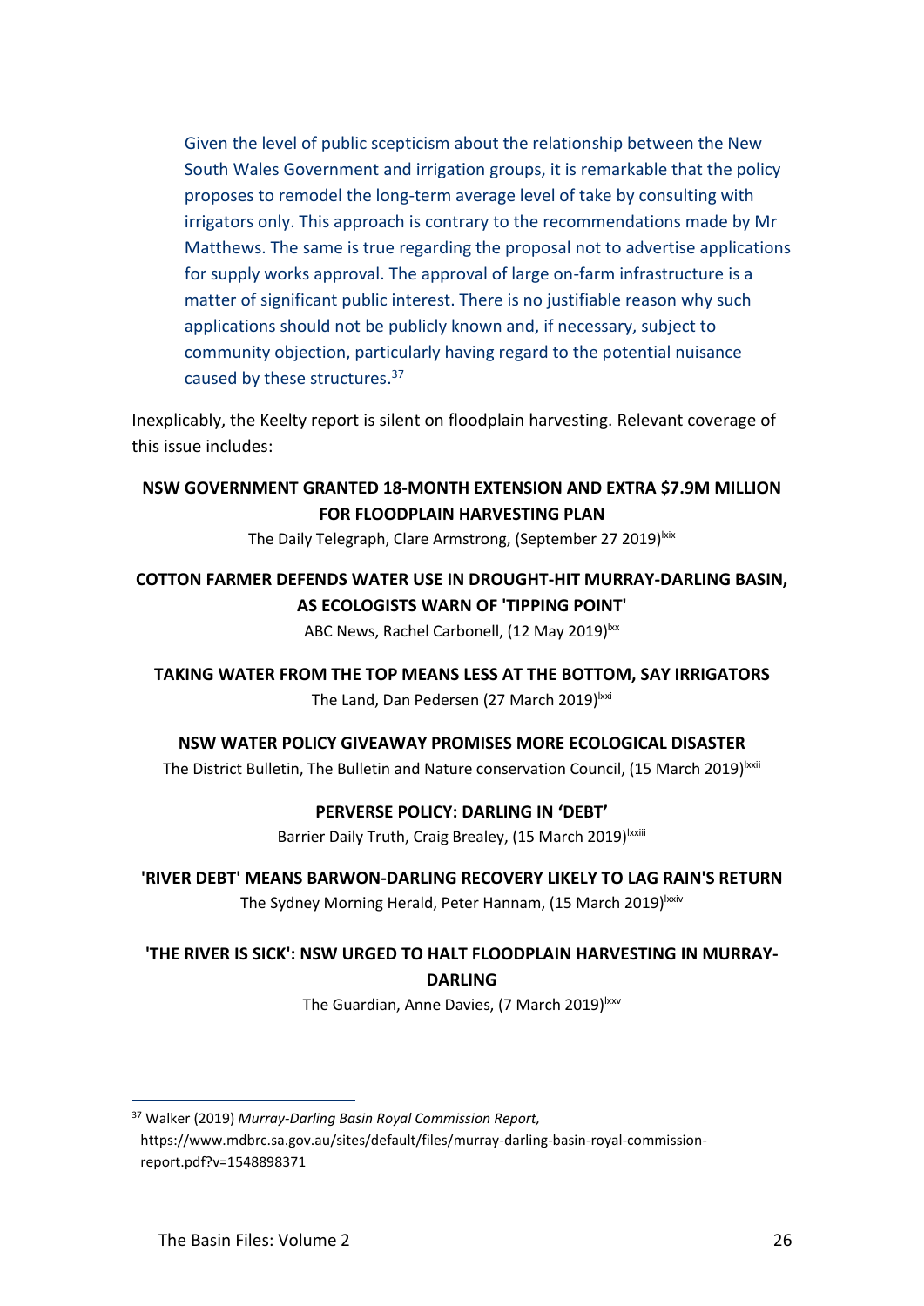> Given the level of public scepticism about the relationship between the New South Wales Government and irrigation groups, it is remarkable that the policy proposes to remodel the long-term average level of take by consulting with irrigators only. This approach is contrary to the recommendations made by Mr Matthews. The same is true regarding the proposal not to advertise applications for supply works approval. The approval of large on-farm infrastructure is a matter of significant public interest. There is no justifiable reason why such applications should not be publicly known and, if necessary, subject to community objection, particularly having regard to the potential nuisance caused by these structures.[37]

Inexplicably, the Keelty report is silent on floodplain harvesting. Relevant coverage of this issue includes:

**NSW GOVERNMENT GRANTED 18-MONTH EXTENSION AND EXTRA $7.9M MILLION FOR FLOODPLAIN HARVESTING PLAN**

The Daily Telegraph, Clare Armstrong, (September 27 2019)[lxix]

**COTTON FARMER DEFENDS WATER USE IN DROUGHT-HIT MURRAY-DARLING BASIN, AS ECOLOGISTS WARN OF 'TIPPING POINT'**

ABC News, Rachel Carbonell, (12 May 2019)[lxx]

**TAKING WATER FROM THE TOP MEANS LESS AT THE BOTTOM, SAY IRRIGATORS**

The Land, Dan Pedersen (27 March 2019)[lxxi]

**NSW WATER POLICY GIVEAWAY PROMISES MORE ECOLOGICAL DISASTER**

The District Bulletin, The Bulletin and Nature conservation Council, (15 March 2019)[lxxii]

**PERVERSE POLICY: DARLING IN 'DEBT'**

Barrier Daily Truth, Craig Brealey, (15 March 2019)[lxxiii]

**'RIVER DEBT' MEANS BARWON-DARLING RECOVERY LIKELY TO LAG RAIN'S RETURN**

The Sydney Morning Herald, Peter Hannam, (15 March 2019)[lxxiv]

**'THE RIVER IS SICK': NSW URGED TO HALT FLOODPLAIN HARVESTING IN MURRAY-DARLING**

The Guardian, Anne Davies, (7 March 2019)[lxxv]

---

[37] Walker (2019) *Murray-Darling Basin Royal Commission Report,* https://www.mdbrc.sa.gov.au/sites/default/files/murray-darling-basin-royal-commission-report.pdf?v=1548898371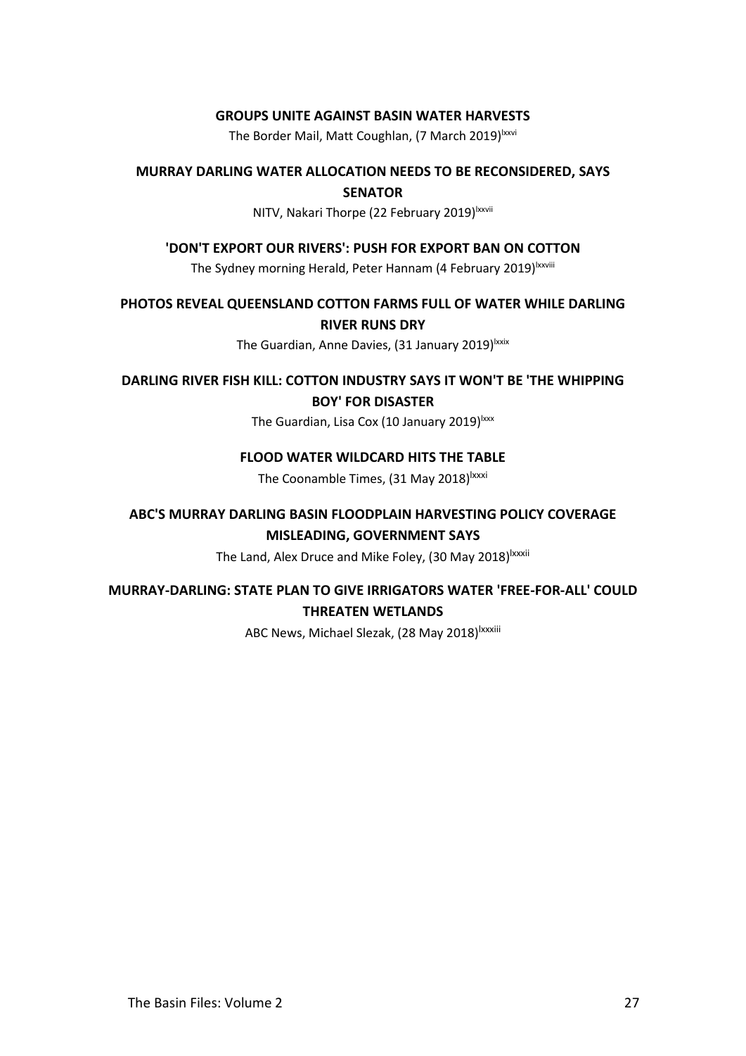**GROUPS UNITE AGAINST BASIN WATER HARVESTS**

The Border Mail, Matt Coughlan, (7 March 2019)[lxxvi]

**MURRAY DARLING WATER ALLOCATION NEEDS TO BE RECONSIDERED, SAYS SENATOR**

NITV, Nakari Thorpe (22 February 2019)[lxxvii]

**'DON'T EXPORT OUR RIVERS': PUSH FOR EXPORT BAN ON COTTON**

The Sydney morning Herald, Peter Hannam (4 February 2019)[lxxviii]

**PHOTOS REVEAL QUEENSLAND COTTON FARMS FULL OF WATER WHILE DARLING RIVER RUNS DRY**

The Guardian, Anne Davies, (31 January 2019)[lxxix]

**DARLING RIVER FISH KILL: COTTON INDUSTRY SAYS IT WON'T BE 'THE WHIPPING BOY' FOR DISASTER**

The Guardian, Lisa Cox (10 January 2019)[lxxx]

**FLOOD WATER WILDCARD HITS THE TABLE**

The Coonamble Times, (31 May 2018)[lxxxi]

**ABC'S MURRAY DARLING BASIN FLOODPLAIN HARVESTING POLICY COVERAGE MISLEADING, GOVERNMENT SAYS**

The Land, Alex Druce and Mike Foley, (30 May 2018)[lxxxii]

**MURRAY-DARLING: STATE PLAN TO GIVE IRRIGATORS WATER 'FREE-FOR-ALL' COULD THREATEN WETLANDS**

ABC News, Michael Slezak, (28 May 2018)[lxxxiii]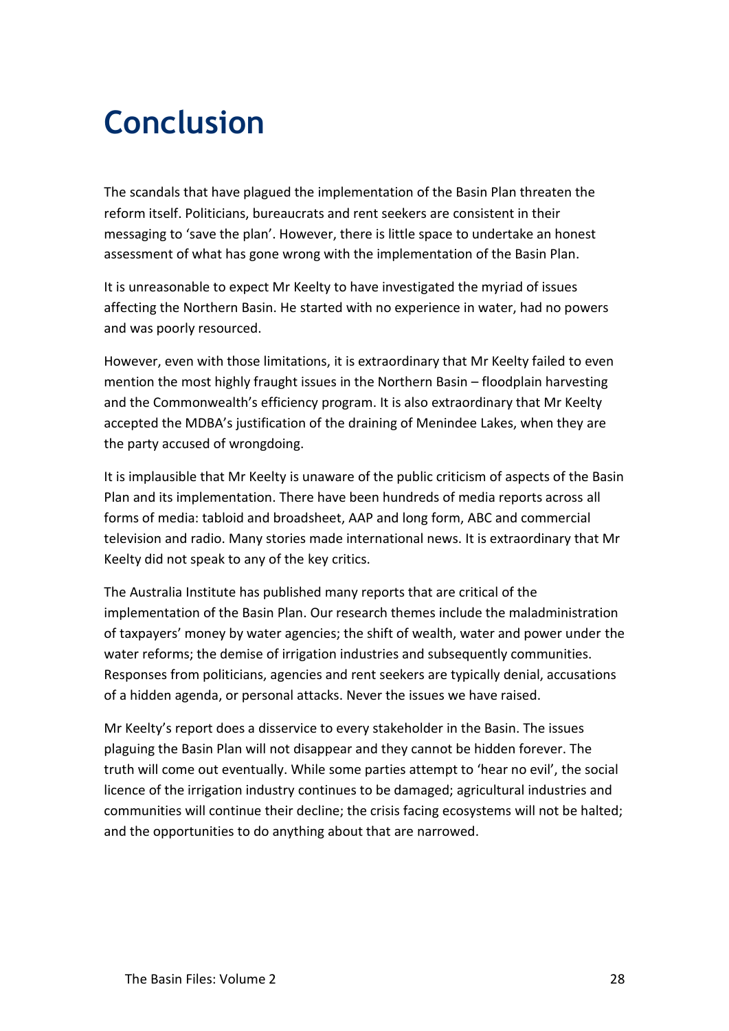# Conclusion

The scandals that have plagued the implementation of the Basin Plan threaten the reform itself. Politicians, bureaucrats and rent seekers are consistent in their messaging to 'save the plan'. However, there is little space to undertake an honest assessment of what has gone wrong with the implementation of the Basin Plan.

It is unreasonable to expect Mr Keelty to have investigated the myriad of issues affecting the Northern Basin. He started with no experience in water, had no powers and was poorly resourced.

However, even with those limitations, it is extraordinary that Mr Keelty failed to even mention the most highly fraught issues in the Northern Basin – floodplain harvesting and the Commonwealth's efficiency program. It is also extraordinary that Mr Keelty accepted the MDBA's justification of the draining of Menindee Lakes, when they are the party accused of wrongdoing.

It is implausible that Mr Keelty is unaware of the public criticism of aspects of the Basin Plan and its implementation. There have been hundreds of media reports across all forms of media: tabloid and broadsheet, AAP and long form, ABC and commercial television and radio. Many stories made international news. It is extraordinary that Mr Keelty did not speak to any of the key critics.

The Australia Institute has published many reports that are critical of the implementation of the Basin Plan. Our research themes include the maladministration of taxpayers' money by water agencies; the shift of wealth, water and power under the water reforms; the demise of irrigation industries and subsequently communities. Responses from politicians, agencies and rent seekers are typically denial, accusations of a hidden agenda, or personal attacks. Never the issues we have raised.

Mr Keelty's report does a disservice to every stakeholder in the Basin. The issues plaguing the Basin Plan will not disappear and they cannot be hidden forever. The truth will come out eventually. While some parties attempt to 'hear no evil', the social licence of the irrigation industry continues to be damaged; agricultural industries and communities will continue their decline; the crisis facing ecosystems will not be halted; and the opportunities to do anything about that are narrowed.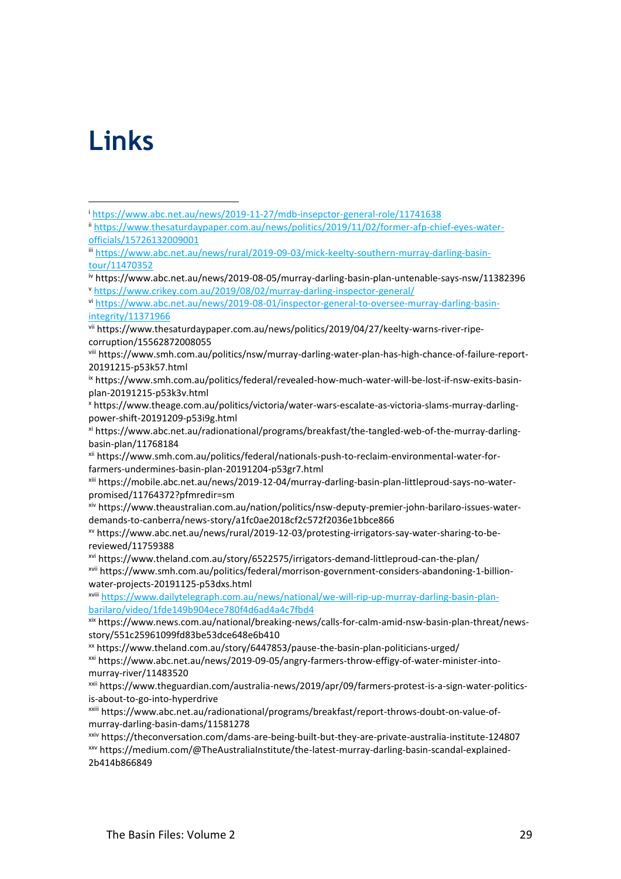# Links

---

[i] https://www.abc.net.au/news/2019-11-27/mdb-insepctor-general-role/11741638

[ii] https://www.thesaturdaypaper.com.au/news/politics/2019/11/02/former-afp-chief-eyes-water-officials/15726132009001

[iii] https://www.abc.net.au/news/rural/2019-09-03/mick-keelty-southern-murray-darling-basin-tour/11470352

[iv] https://www.abc.net.au/news/2019-08-05/murray-darling-basin-plan-untenable-says-nsw/11382396

[v] https://www.crikey.com.au/2019/08/02/murray-darling-inspector-general/

[vi] https://www.abc.net.au/news/2019-08-01/inspector-general-to-oversee-murray-darling-basin-integrity/11371966

[vii] https://www.thesaturdaypaper.com.au/news/politics/2019/04/27/keelty-warns-river-ripe-corruption/15562872008055

[viii] https://www.smh.com.au/politics/nsw/murray-darling-water-plan-has-high-chance-of-failure-report-20191215-p53k57.html

[ix] https://www.smh.com.au/politics/federal/revealed-how-much-water-will-be-lost-if-nsw-exits-basin-plan-20191215-p53k3v.html

[x] https://www.theage.com.au/politics/victoria/water-wars-escalate-as-victoria-slams-murray-darling-power-shift-20191209-p53i9g.html

[xi] https://www.abc.net.au/radionational/programs/breakfast/the-tangled-web-of-the-murray-darling-basin-plan/11768184

[xii] https://www.smh.com.au/politics/federal/nationals-push-to-reclaim-environmental-water-for-farmers-undermines-basin-plan-20191204-p53gr7.html

[xiii] https://mobile.abc.net.au/news/2019-12-04/murray-darling-basin-plan-littleproud-says-no-water-promised/11764372?pfmredir=sm

[xiv] https://www.theaustralian.com.au/nation/politics/nsw-deputy-premier-john-barilaro-issues-water-demands-to-canberra/news-story/a1fc0ae2018cf2c572f2036e1bbce866

[xv] https://www.abc.net.au/news/rural/2019-12-03/protesting-irrigators-say-water-sharing-to-be-reviewed/11759388

[xvi] https://www.theland.com.au/story/6522575/irrigators-demand-littleproud-can-the-plan/

[xvii] https://www.smh.com.au/politics/federal/morrison-government-considers-abandoning-1-billion-water-projects-20191125-p53dxs.html

[xviii] https://www.dailytelegraph.com.au/news/national/we-will-rip-up-murray-darling-basin-plan-barilaro/video/1fde149b904ece780f4d6ad4a4c7fbd4

[xix] https://www.news.com.au/national/breaking-news/calls-for-calm-amid-nsw-basin-plan-threat/news-story/551c25961099fd83be53dce648e6b410

[xx] https://www.theland.com.au/story/6447853/pause-the-basin-plan-politicians-urged/

[xxi] https://www.abc.net.au/news/2019-09-05/angry-farmers-throw-effigy-of-water-minister-into-murray-river/11483520

[xxii] https://www.theguardian.com/australia-news/2019/apr/09/farmers-protest-is-a-sign-water-politics-is-about-to-go-into-hyperdrive

[xxiii] https://www.abc.net.au/radionational/programs/breakfast/report-throws-doubt-on-value-of-murray-darling-basin-dams/11581278

[xxiv] https://theconversation.com/dams-are-being-built-but-they-are-private-australia-institute-124807

[xxv] https://medium.com/@TheAustraliaInstitute/the-latest-murray-darling-basin-scandal-explained-2b414b866849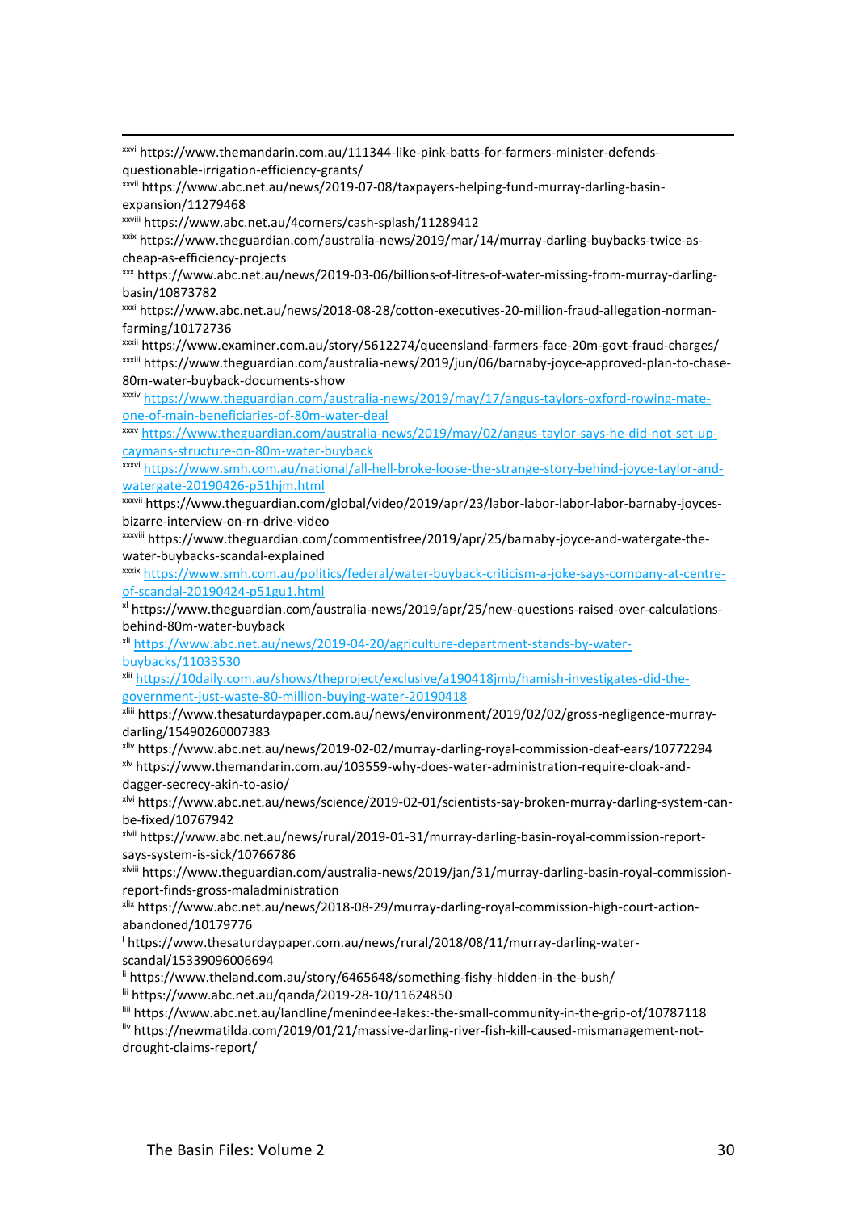[xxvi] https://www.themandarin.com.au/111344-like-pink-batts-for-farmers-minister-defends-questionable-irrigation-efficiency-grants/

[xxvii] https://www.abc.net.au/news/2019-07-08/taxpayers-helping-fund-murray-darling-basin-expansion/11279468

[xxviii] https://www.abc.net.au/4corners/cash-splash/11289412

[xxix] https://www.theguardian.com/australia-news/2019/mar/14/murray-darling-buybacks-twice-as-cheap-as-efficiency-projects

[xxx] https://www.abc.net.au/news/2019-03-06/billions-of-litres-of-water-missing-from-murray-darling-basin/10873782

[xxxi] https://www.abc.net.au/news/2018-08-28/cotton-executives-20-million-fraud-allegation-norman-farming/10172736

[xxxii] https://www.examiner.com.au/story/5612274/queensland-farmers-face-20m-govt-fraud-charges/

[xxxiii] https://www.theguardian.com/australia-news/2019/jun/06/barnaby-joyce-approved-plan-to-chase-80m-water-buyback-documents-show

[xxxiv] https://www.theguardian.com/australia-news/2019/may/17/angus-taylors-oxford-rowing-mate-one-of-main-beneficiaries-of-80m-water-deal

[xxxv] https://www.theguardian.com/australia-news/2019/may/02/angus-taylor-says-he-did-not-set-up-caymans-structure-on-80m-water-buyback

[xxxvi] https://www.smh.com.au/national/all-hell-broke-loose-the-strange-story-behind-joyce-taylor-and-watergate-20190426-p51hjm.html

[xxxvii] https://www.theguardian.com/global/video/2019/apr/23/labor-labor-labor-labor-barnaby-joyces-bizarre-interview-on-rn-drive-video

[xxxviii] https://www.theguardian.com/commentisfree/2019/apr/25/barnaby-joyce-and-watergate-the-water-buybacks-scandal-explained

[xxxix] https://www.smh.com.au/politics/federal/water-buyback-criticism-a-joke-says-company-at-centre-of-scandal-20190424-p51gu1.html

[xl] https://www.theguardian.com/australia-news/2019/apr/25/new-questions-raised-over-calculations-behind-80m-water-buyback

[xli] https://www.abc.net.au/news/2019-04-20/agriculture-department-stands-by-water-buybacks/11033530

[xlii] https://10daily.com.au/shows/theproject/exclusive/a190418jmb/hamish-investigates-did-the-government-just-waste-80-million-buying-water-20190418

[xliii] https://www.thesaturdaypaper.com.au/news/environment/2019/02/02/gross-negligence-murray-darling/15490260007383

[xliv] https://www.abc.net.au/news/2019-02-02/murray-darling-royal-commission-deaf-ears/10772294

[xlv] https://www.themandarin.com.au/103559-why-does-water-administration-require-cloak-and-dagger-secrecy-akin-to-asio/

[xlvi] https://www.abc.net.au/news/science/2019-02-01/scientists-say-broken-murray-darling-system-can-be-fixed/10767942

[xlvii] https://www.abc.net.au/news/rural/2019-01-31/murray-darling-basin-royal-commission-report-says-system-is-sick/10766786

[xlviii] https://www.theguardian.com/australia-news/2019/jan/31/murray-darling-basin-royal-commission-report-finds-gross-maladministration

[xlix] https://www.abc.net.au/news/2018-08-29/murray-darling-royal-commission-high-court-action-abandoned/10179776

[l] https://www.thesaturdaypaper.com.au/news/rural/2018/08/11/murray-darling-water-scandal/15339096006694

[li] https://www.theland.com.au/story/6465648/something-fishy-hidden-in-the-bush/

[lii] https://www.abc.net.au/qanda/2019-28-10/11624850

[liii] https://www.abc.net.au/landline/menindee-lakes:-the-small-community-in-the-grip-of/10787118

[liv] https://newmatilda.com/2019/01/21/massive-darling-river-fish-kill-caused-mismanagement-not-drought-claims-report/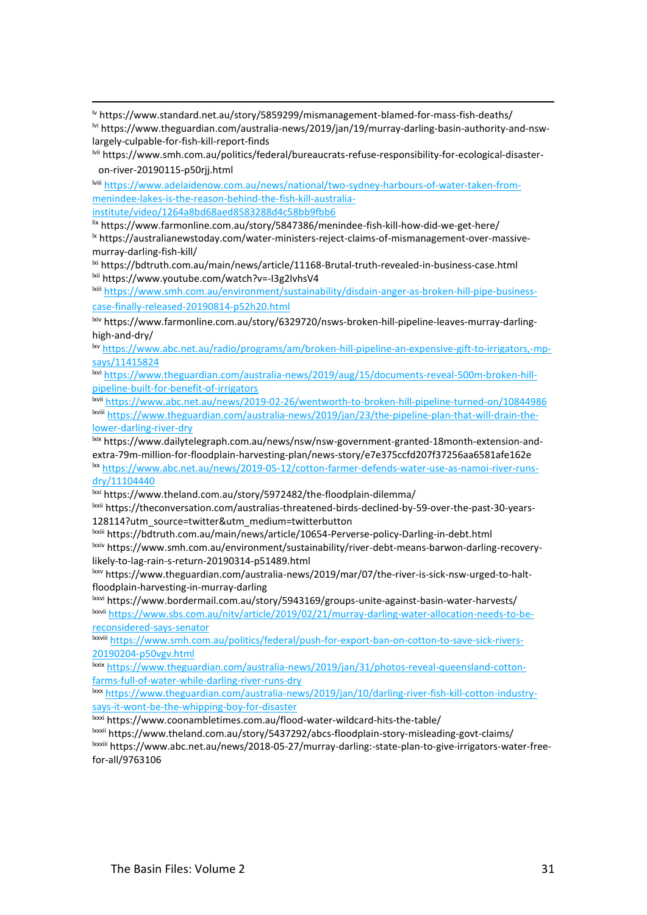[lv] https://www.standard.net.au/story/5859299/mismanagement-blamed-for-mass-fish-deaths/

[lvi] https://www.theguardian.com/australia-news/2019/jan/19/murray-darling-basin-authority-and-nsw-largely-culpable-for-fish-kill-report-finds

[lvii] https://www.smh.com.au/politics/federal/bureaucrats-refuse-responsibility-for-ecological-disaster-on-river-20190115-p50rjj.html

[lviii] https://www.adelaidenow.com.au/news/national/two-sydney-harbours-of-water-taken-from-menindee-lakes-is-the-reason-behind-the-fish-kill-australia-institute/video/1264a8bd68aed8583288d4c58bb9fbb6

[lix] https://www.farmonline.com.au/story/5847386/menindee-fish-kill-how-did-we-get-here/

[lx] https://australianewstoday.com/water-ministers-reject-claims-of-mismanagement-over-massive-murray-darling-fish-kill/

[lxi] https://bdtruth.com.au/main/news/article/11168-Brutal-truth-revealed-in-business-case.html

[lxii] https://www.youtube.com/watch?v=-I3g2lvhsV4

[lxiii] https://www.smh.com.au/environment/sustainability/disdain-anger-as-broken-hill-pipe-business-case-finally-released-20190814-p52h20.html

[lxiv] https://www.farmonline.com.au/story/6329720/nsws-broken-hill-pipeline-leaves-murray-darling-high-and-dry/

[lxv] https://www.abc.net.au/radio/programs/am/broken-hill-pipeline-an-expensive-gift-to-irrigators,-mp-says/11415824

[lxvi] https://www.theguardian.com/australia-news/2019/aug/15/documents-reveal-500m-broken-hill-pipeline-built-for-benefit-of-irrigators

[lxvii] https://www.abc.net.au/news/2019-02-26/wentworth-to-broken-hill-pipeline-turned-on/10844986

[lxviii] https://www.theguardian.com/australia-news/2019/jan/23/the-pipeline-plan-that-will-drain-the-lower-darling-river-dry

[lxix] https://www.dailytelegraph.com.au/news/nsw/nsw-government-granted-18month-extension-and-extra-79m-million-for-floodplain-harvesting-plan/news-story/e7e375ccfd207f37256aa6581afe162e

[lxx] https://www.abc.net.au/news/2019-05-12/cotton-farmer-defends-water-use-as-namoi-river-runs-dry/11104440

[lxxi] https://www.theland.com.au/story/5972482/the-floodplain-dilemma/

[lxxii] https://theconversation.com/australias-threatened-birds-declined-by-59-over-the-past-30-years-128114?utm_source=twitter&utm_medium=twitterbutton

[lxxiii] https://bdtruth.com.au/main/news/article/10654-Perverse-policy-Darling-in-debt.html

[lxxiv] https://www.smh.com.au/environment/sustainability/river-debt-means-barwon-darling-recovery-likely-to-lag-rain-s-return-20190314-p51489.html

[lxxv] https://www.theguardian.com/australia-news/2019/mar/07/the-river-is-sick-nsw-urged-to-halt-floodplain-harvesting-in-murray-darling

[lxxvi] https://www.bordermail.com.au/story/5943169/groups-unite-against-basin-water-harvests/

[lxxvii] https://www.sbs.com.au/nitv/article/2019/02/21/murray-darling-water-allocation-needs-to-be-reconsidered-says-senator

[lxxviii] https://www.smh.com.au/politics/federal/push-for-export-ban-on-cotton-to-save-sick-rivers-20190204-p50vgv.html

[lxxix] https://www.theguardian.com/australia-news/2019/jan/31/photos-reveal-queensland-cotton-farms-full-of-water-while-darling-river-runs-dry

[lxxx] https://www.theguardian.com/australia-news/2019/jan/10/darling-river-fish-kill-cotton-industry-says-it-wont-be-the-whipping-boy-for-disaster

[lxxxi] https://www.coonambletimes.com.au/flood-water-wildcard-hits-the-table/

[lxxxii] https://www.theland.com.au/story/5437292/abcs-floodplain-story-misleading-govt-claims/

[lxxxiii] https://www.abc.net.au/news/2018-05-27/murray-darling:-state-plan-to-give-irrigators-water-free-for-all/9763106